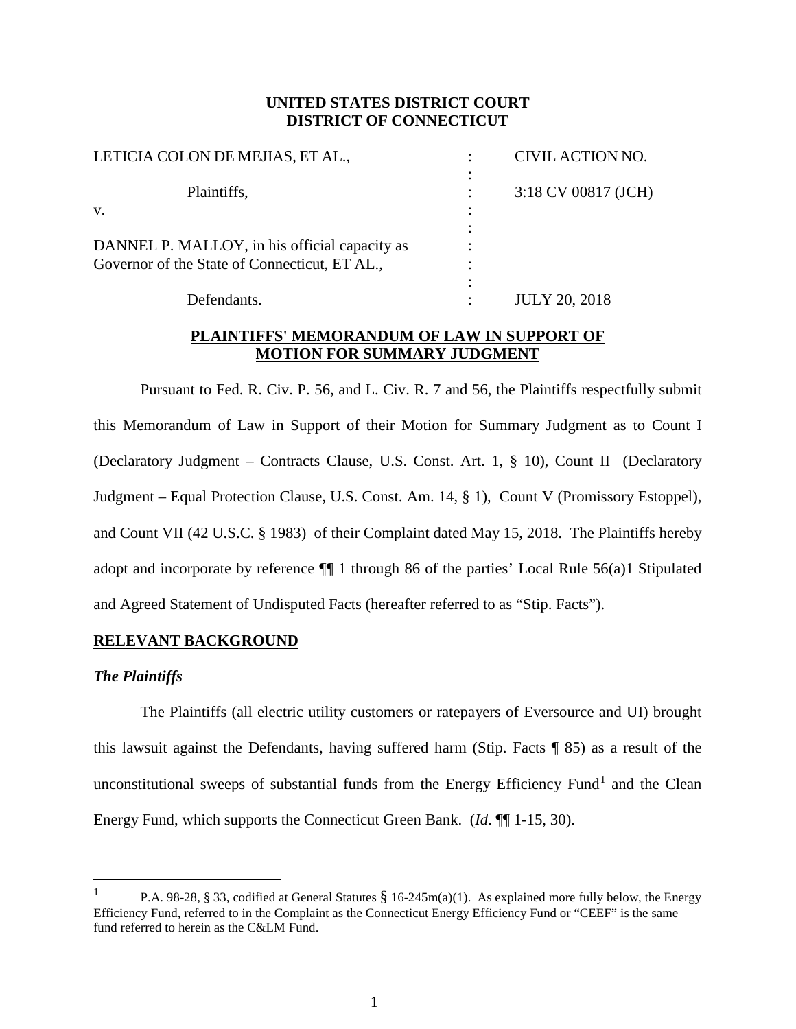**UNITED STATES DISTRICT COURT**
**DISTRICT OF CONNECTICUT**

| | | |
|---|---|---|
| LETICIA COLON DE MEJIAS, ET AL., | : | CIVIL ACTION NO. |
| Plaintiffs, | : | 3:18 CV 00817 (JCH) |
| v. | : | |
| DANNEL P. MALLOY, in his official capacity as Governor of the State of Connecticut, ET AL., | : | |
| Defendants. | : | JULY 20, 2018 |

**PLAINTIFFS' MEMORANDUM OF LAW IN SUPPORT OF MOTION FOR SUMMARY JUDGMENT**

Pursuant to Fed. R. Civ. P. 56, and L. Civ. R. 7 and 56, the Plaintiffs respectfully submit this Memorandum of Law in Support of their Motion for Summary Judgment as to Count I (Declaratory Judgment – Contracts Clause, U.S. Const. Art. 1, § 10), Count II (Declaratory Judgment – Equal Protection Clause, U.S. Const. Am. 14, § 1), Count V (Promissory Estoppel), and Count VII (42 U.S.C. § 1983) of their Complaint dated May 15, 2018. The Plaintiffs hereby adopt and incorporate by reference ¶¶ 1 through 86 of the parties' Local Rule 56(a)1 Stipulated and Agreed Statement of Undisputed Facts (hereafter referred to as "Stip. Facts").

## RELEVANT BACKGROUND

### *The Plaintiffs*

The Plaintiffs (all electric utility customers or ratepayers of Eversource and UI) brought this lawsuit against the Defendants, having suffered harm (Stip. Facts ¶ 85) as a result of the unconstitutional sweeps of substantial funds from the Energy Efficiency Fund[1] and the Clean Energy Fund, which supports the Connecticut Green Bank. (*Id*. ¶¶ 1-15, 30).

---

[1] P.A. 98-28, § 33, codified at General Statutes § 16-245m(a)(1). As explained more fully below, the Energy Efficiency Fund, referred to in the Complaint as the Connecticut Energy Efficiency Fund or "CEEF" is the same fund referred to herein as the C&LM Fund.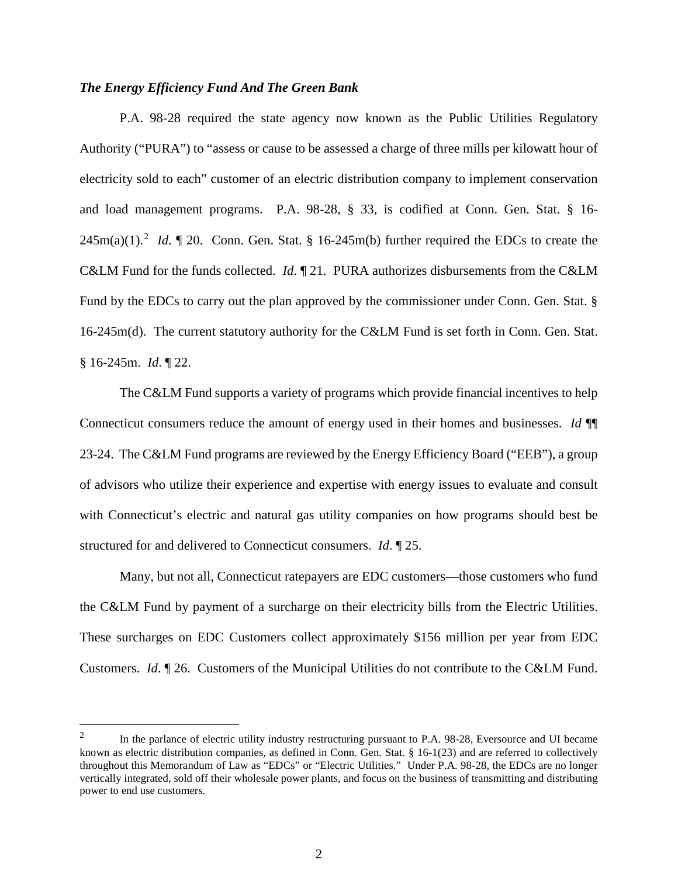***The Energy Efficiency Fund And The Green Bank***

P.A. 98-28 required the state agency now known as the Public Utilities Regulatory Authority ("PURA") to "assess or cause to be assessed a charge of three mills per kilowatt hour of electricity sold to each" customer of an electric distribution company to implement conservation and load management programs. P.A. 98-28, § 33, is codified at Conn. Gen. Stat. § 16-245m(a)(1).[2] *Id*. ¶ 20. Conn. Gen. Stat. § 16-245m(b) further required the EDCs to create the C&LM Fund for the funds collected. *Id*. ¶ 21. PURA authorizes disbursements from the C&LM Fund by the EDCs to carry out the plan approved by the commissioner under Conn. Gen. Stat. § 16-245m(d). The current statutory authority for the C&LM Fund is set forth in Conn. Gen. Stat. § 16-245m. *Id*. ¶ 22.

The C&LM Fund supports a variety of programs which provide financial incentives to help Connecticut consumers reduce the amount of energy used in their homes and businesses. *Id* ¶¶ 23-24. The C&LM Fund programs are reviewed by the Energy Efficiency Board ("EEB"), a group of advisors who utilize their experience and expertise with energy issues to evaluate and consult with Connecticut's electric and natural gas utility companies on how programs should best be structured for and delivered to Connecticut consumers. *Id*. ¶ 25.

Many, but not all, Connecticut ratepayers are EDC customers—those customers who fund the C&LM Fund by payment of a surcharge on their electricity bills from the Electric Utilities. These surcharges on EDC Customers collect approximately $156 million per year from EDC Customers. *Id*. ¶ 26. Customers of the Municipal Utilities do not contribute to the C&LM Fund.

---

[2] In the parlance of electric utility industry restructuring pursuant to P.A. 98-28, Eversource and UI became known as electric distribution companies, as defined in Conn. Gen. Stat. § 16-1(23) and are referred to collectively throughout this Memorandum of Law as "EDCs" or "Electric Utilities." Under P.A. 98-28, the EDCs are no longer vertically integrated, sold off their wholesale power plants, and focus on the business of transmitting and distributing power to end use customers.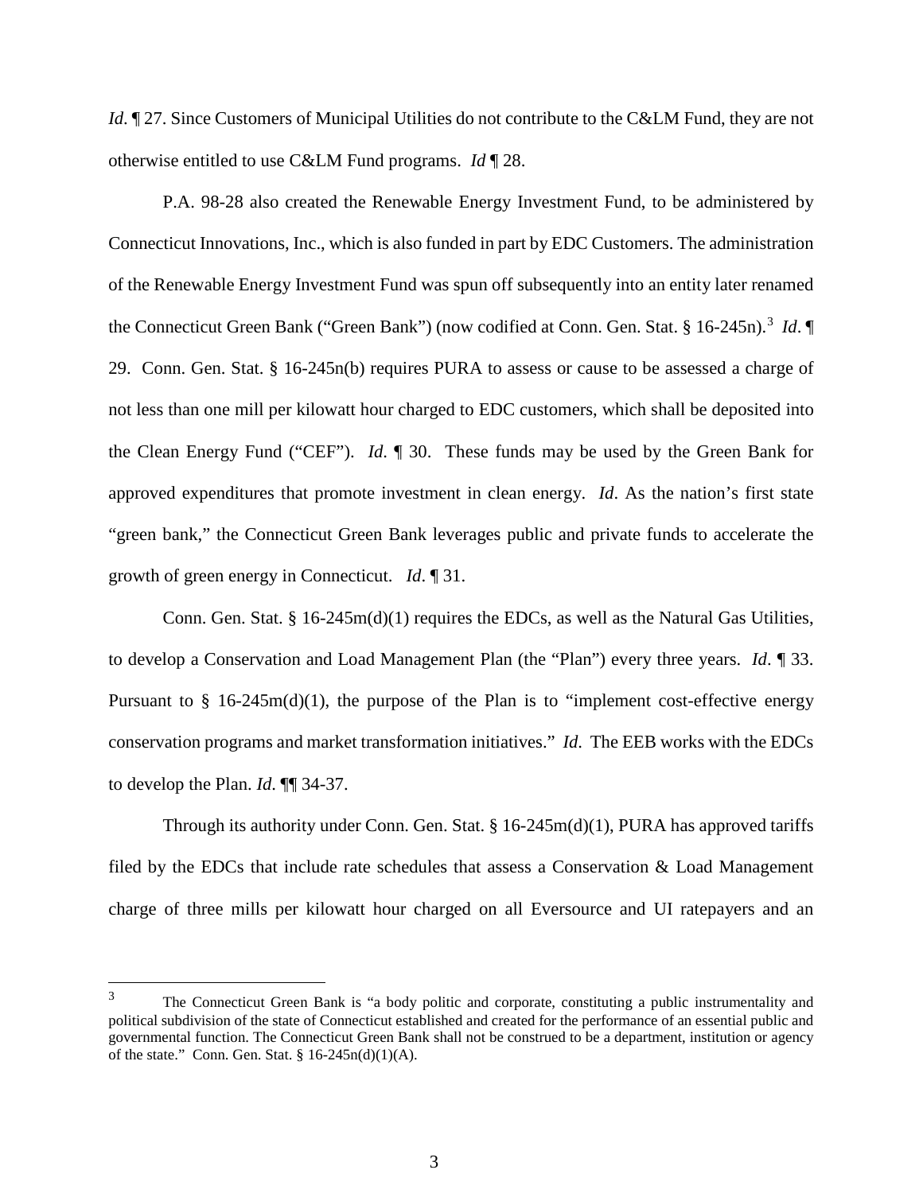*Id*. ¶ 27. Since Customers of Municipal Utilities do not contribute to the C&LM Fund, they are not otherwise entitled to use C&LM Fund programs. *Id* ¶ 28.

P.A. 98-28 also created the Renewable Energy Investment Fund, to be administered by Connecticut Innovations, Inc., which is also funded in part by EDC Customers. The administration of the Renewable Energy Investment Fund was spun off subsequently into an entity later renamed the Connecticut Green Bank ("Green Bank") (now codified at Conn. Gen. Stat. § 16-245n).[3] *Id*. ¶ 29. Conn. Gen. Stat. § 16-245n(b) requires PURA to assess or cause to be assessed a charge of not less than one mill per kilowatt hour charged to EDC customers, which shall be deposited into the Clean Energy Fund ("CEF"). *Id*. ¶ 30. These funds may be used by the Green Bank for approved expenditures that promote investment in clean energy. *Id*. As the nation's first state "green bank," the Connecticut Green Bank leverages public and private funds to accelerate the growth of green energy in Connecticut. *Id*. ¶ 31.

Conn. Gen. Stat. § 16-245m(d)(1) requires the EDCs, as well as the Natural Gas Utilities, to develop a Conservation and Load Management Plan (the "Plan") every three years. *Id*. ¶ 33. Pursuant to § 16-245m(d)(1), the purpose of the Plan is to "implement cost-effective energy conservation programs and market transformation initiatives." *Id*. The EEB works with the EDCs to develop the Plan. *Id*. ¶¶ 34-37.

Through its authority under Conn. Gen. Stat. § 16-245m(d)(1), PURA has approved tariffs filed by the EDCs that include rate schedules that assess a Conservation & Load Management charge of three mills per kilowatt hour charged on all Eversource and UI ratepayers and an

---

[3] The Connecticut Green Bank is "a body politic and corporate, constituting a public instrumentality and political subdivision of the state of Connecticut established and created for the performance of an essential public and governmental function. The Connecticut Green Bank shall not be construed to be a department, institution or agency of the state." Conn. Gen. Stat. § 16-245n(d)(1)(A).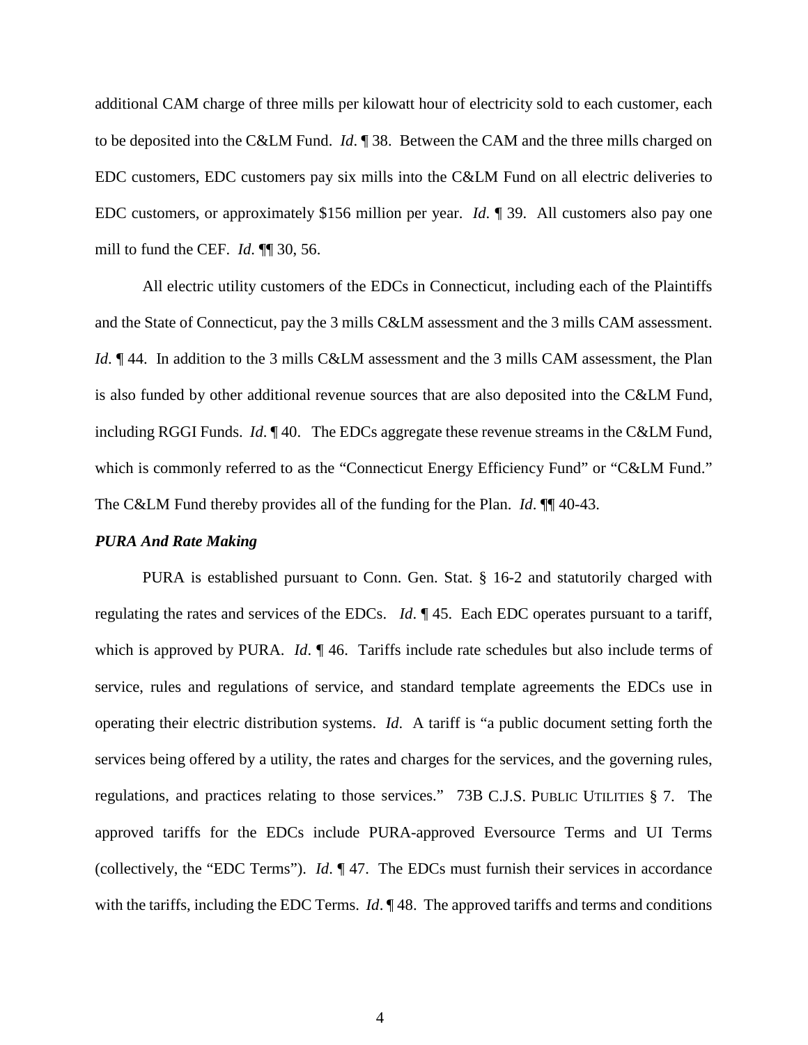additional CAM charge of three mills per kilowatt hour of electricity sold to each customer, each to be deposited into the C&LM Fund. *Id*. ¶ 38. Between the CAM and the three mills charged on EDC customers, EDC customers pay six mills into the C&LM Fund on all electric deliveries to EDC customers, or approximately $156 million per year. *Id*. ¶ 39. All customers also pay one mill to fund the CEF. *Id*. ¶¶ 30, 56.

All electric utility customers of the EDCs in Connecticut, including each of the Plaintiffs and the State of Connecticut, pay the 3 mills C&LM assessment and the 3 mills CAM assessment. *Id*. ¶ 44. In addition to the 3 mills C&LM assessment and the 3 mills CAM assessment, the Plan is also funded by other additional revenue sources that are also deposited into the C&LM Fund, including RGGI Funds. *Id*. ¶ 40. The EDCs aggregate these revenue streams in the C&LM Fund, which is commonly referred to as the "Connecticut Energy Efficiency Fund" or "C&LM Fund." The C&LM Fund thereby provides all of the funding for the Plan. *Id*. ¶¶ 40-43.

***PURA And Rate Making***

PURA is established pursuant to Conn. Gen. Stat. § 16-2 and statutorily charged with regulating the rates and services of the EDCs. *Id*. ¶ 45. Each EDC operates pursuant to a tariff, which is approved by PURA. *Id*. ¶ 46. Tariffs include rate schedules but also include terms of service, rules and regulations of service, and standard template agreements the EDCs use in operating their electric distribution systems. *Id*. A tariff is "a public document setting forth the services being offered by a utility, the rates and charges for the services, and the governing rules, regulations, and practices relating to those services." 73B C.J.S. PUBLIC UTILITIES § 7. The approved tariffs for the EDCs include PURA-approved Eversource Terms and UI Terms (collectively, the "EDC Terms"). *Id*. ¶ 47. The EDCs must furnish their services in accordance with the tariffs, including the EDC Terms. *Id*. ¶ 48. The approved tariffs and terms and conditions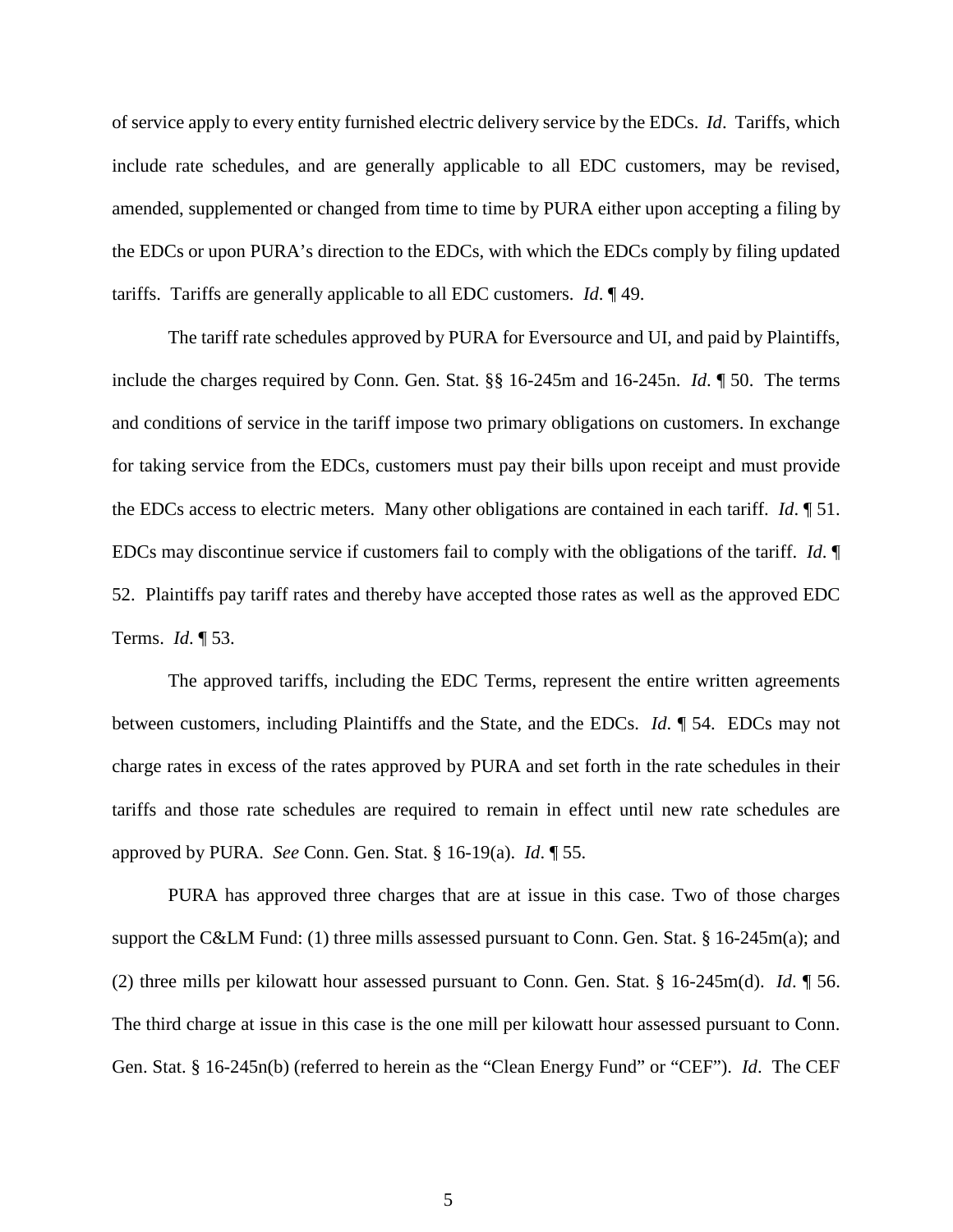of service apply to every entity furnished electric delivery service by the EDCs. *Id*. Tariffs, which include rate schedules, and are generally applicable to all EDC customers, may be revised, amended, supplemented or changed from time to time by PURA either upon accepting a filing by the EDCs or upon PURA's direction to the EDCs, with which the EDCs comply by filing updated tariffs. Tariffs are generally applicable to all EDC customers. *Id*. ¶ 49.

The tariff rate schedules approved by PURA for Eversource and UI, and paid by Plaintiffs, include the charges required by Conn. Gen. Stat. §§ 16-245m and 16-245n. *Id*. ¶ 50. The terms and conditions of service in the tariff impose two primary obligations on customers. In exchange for taking service from the EDCs, customers must pay their bills upon receipt and must provide the EDCs access to electric meters. Many other obligations are contained in each tariff. *Id*. ¶ 51. EDCs may discontinue service if customers fail to comply with the obligations of the tariff. *Id*. ¶ 52. Plaintiffs pay tariff rates and thereby have accepted those rates as well as the approved EDC Terms. *Id*. ¶ 53.

The approved tariffs, including the EDC Terms, represent the entire written agreements between customers, including Plaintiffs and the State, and the EDCs. *Id*. ¶ 54. EDCs may not charge rates in excess of the rates approved by PURA and set forth in the rate schedules in their tariffs and those rate schedules are required to remain in effect until new rate schedules are approved by PURA. *See* Conn. Gen. Stat. § 16-19(a). *Id*. ¶ 55.

PURA has approved three charges that are at issue in this case. Two of those charges support the C&LM Fund: (1) three mills assessed pursuant to Conn. Gen. Stat. § 16-245m(a); and (2) three mills per kilowatt hour assessed pursuant to Conn. Gen. Stat. § 16-245m(d). *Id*. ¶ 56. The third charge at issue in this case is the one mill per kilowatt hour assessed pursuant to Conn. Gen. Stat. § 16-245n(b) (referred to herein as the "Clean Energy Fund" or "CEF"). *Id*. The CEF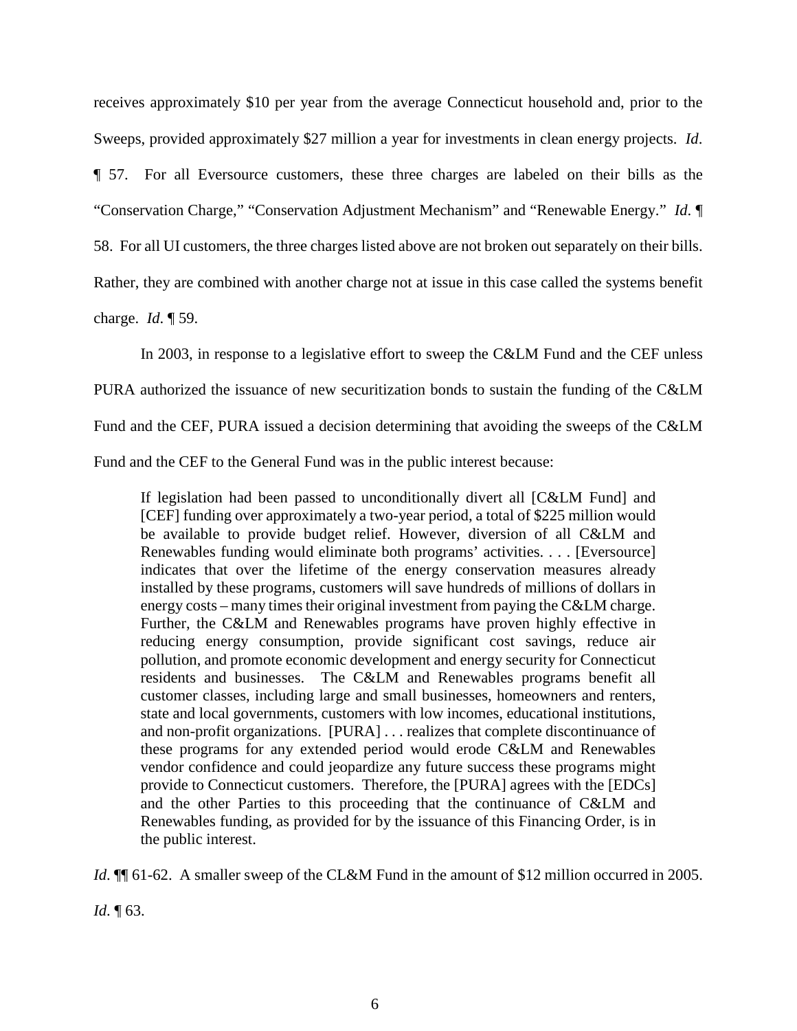receives approximately $10 per year from the average Connecticut household and, prior to the Sweeps, provided approximately $27 million a year for investments in clean energy projects. *Id*. ¶ 57. For all Eversource customers, these three charges are labeled on their bills as the "Conservation Charge," "Conservation Adjustment Mechanism" and "Renewable Energy." *Id*. ¶ 58. For all UI customers, the three charges listed above are not broken out separately on their bills. Rather, they are combined with another charge not at issue in this case called the systems benefit charge. *Id*. ¶ 59.

In 2003, in response to a legislative effort to sweep the C&LM Fund and the CEF unless PURA authorized the issuance of new securitization bonds to sustain the funding of the C&LM Fund and the CEF, PURA issued a decision determining that avoiding the sweeps of the C&LM Fund and the CEF to the General Fund was in the public interest because:

> If legislation had been passed to unconditionally divert all [C&LM Fund] and [CEF] funding over approximately a two-year period, a total of $225 million would be available to provide budget relief. However, diversion of all C&LM and Renewables funding would eliminate both programs' activities. . . . [Eversource] indicates that over the lifetime of the energy conservation measures already installed by these programs, customers will save hundreds of millions of dollars in energy costs – many times their original investment from paying the C&LM charge. Further, the C&LM and Renewables programs have proven highly effective in reducing energy consumption, provide significant cost savings, reduce air pollution, and promote economic development and energy security for Connecticut residents and businesses. The C&LM and Renewables programs benefit all customer classes, including large and small businesses, homeowners and renters, state and local governments, customers with low incomes, educational institutions, and non-profit organizations. [PURA] . . . realizes that complete discontinuance of these programs for any extended period would erode C&LM and Renewables vendor confidence and could jeopardize any future success these programs might provide to Connecticut customers. Therefore, the [PURA] agrees with the [EDCs] and the other Parties to this proceeding that the continuance of C&LM and Renewables funding, as provided for by the issuance of this Financing Order, is in the public interest.

*Id*. ¶¶ 61-62. A smaller sweep of the CL&M Fund in the amount of $12 million occurred in 2005. *Id*. ¶ 63.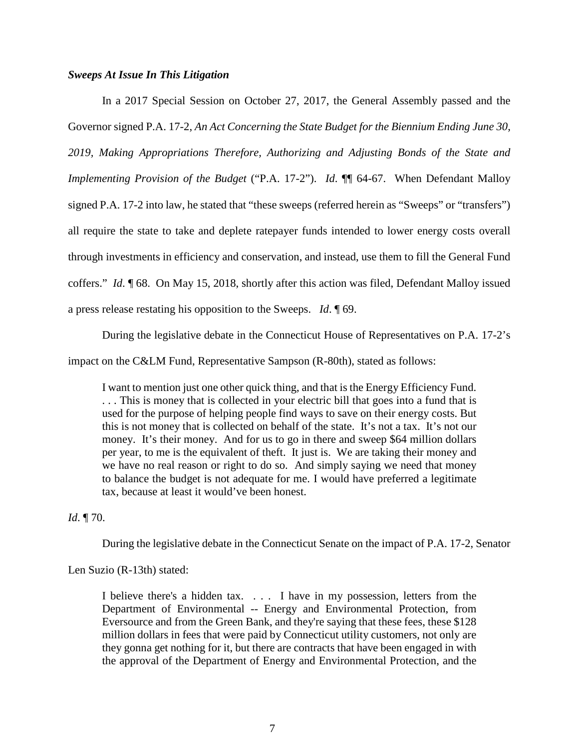***Sweeps At Issue In This Litigation***

In a 2017 Special Session on October 27, 2017, the General Assembly passed and the Governor signed P.A. 17-2, *An Act Concerning the State Budget for the Biennium Ending June 30, 2019, Making Appropriations Therefore, Authorizing and Adjusting Bonds of the State and Implementing Provision of the Budget* ("P.A. 17-2"). *Id*. ¶¶ 64-67. When Defendant Malloy signed P.A. 17-2 into law, he stated that "these sweeps (referred herein as "Sweeps" or "transfers") all require the state to take and deplete ratepayer funds intended to lower energy costs overall through investments in efficiency and conservation, and instead, use them to fill the General Fund coffers." *Id*. ¶ 68. On May 15, 2018, shortly after this action was filed, Defendant Malloy issued a press release restating his opposition to the Sweeps. *Id*. ¶ 69.

During the legislative debate in the Connecticut House of Representatives on P.A. 17-2's impact on the C&LM Fund, Representative Sampson (R-80th), stated as follows:

> I want to mention just one other quick thing, and that is the Energy Efficiency Fund. . . . This is money that is collected in your electric bill that goes into a fund that is used for the purpose of helping people find ways to save on their energy costs. But this is not money that is collected on behalf of the state. It's not a tax. It's not our money. It's their money. And for us to go in there and sweep $64 million dollars per year, to me is the equivalent of theft. It just is. We are taking their money and we have no real reason or right to do so. And simply saying we need that money to balance the budget is not adequate for me. I would have preferred a legitimate tax, because at least it would've been honest.

*Id*. ¶ 70.

During the legislative debate in the Connecticut Senate on the impact of P.A. 17-2, Senator Len Suzio (R-13th) stated:

> I believe there's a hidden tax. . . . I have in my possession, letters from the Department of Environmental -- Energy and Environmental Protection, from Eversource and from the Green Bank, and they're saying that these fees, these $128 million dollars in fees that were paid by Connecticut utility customers, not only are they gonna get nothing for it, but there are contracts that have been engaged in with the approval of the Department of Energy and Environmental Protection, and the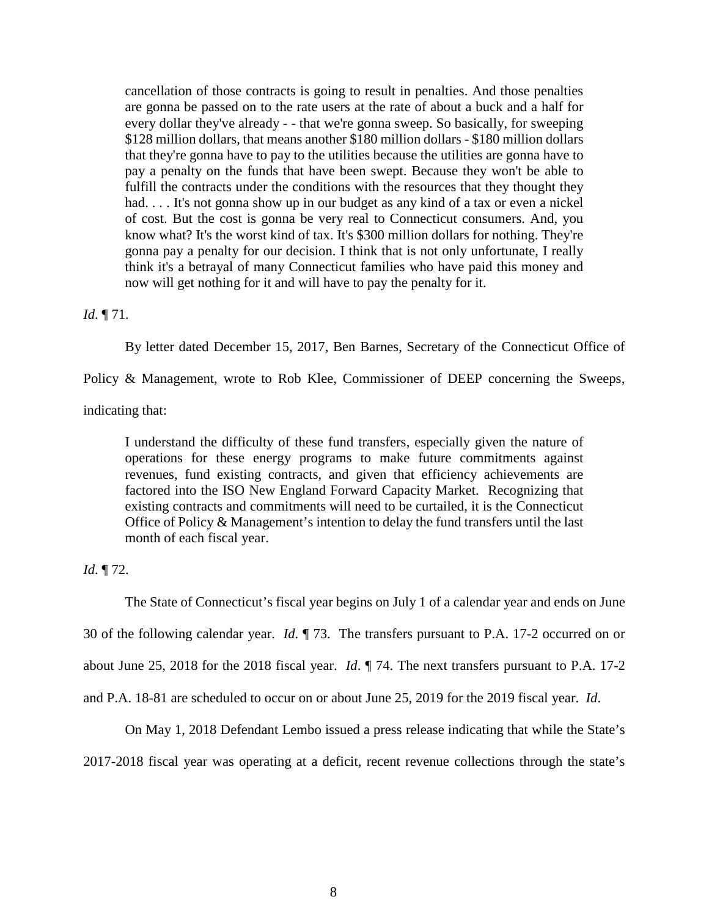> cancellation of those contracts is going to result in penalties. And those penalties are gonna be passed on to the rate users at the rate of about a buck and a half for every dollar they've already - - that we're gonna sweep. So basically, for sweeping $128 million dollars, that means another $180 million dollars - $180 million dollars that they're gonna have to pay to the utilities because the utilities are gonna have to pay a penalty on the funds that have been swept. Because they won't be able to fulfill the contracts under the conditions with the resources that they thought they had. . . . It's not gonna show up in our budget as any kind of a tax or even a nickel of cost. But the cost is gonna be very real to Connecticut consumers. And, you know what? It's the worst kind of tax. It's $300 million dollars for nothing. They're gonna pay a penalty for our decision. I think that is not only unfortunate, I really think it's a betrayal of many Connecticut families who have paid this money and now will get nothing for it and will have to pay the penalty for it.

*Id*. ¶ 71.

By letter dated December 15, 2017, Ben Barnes, Secretary of the Connecticut Office of Policy & Management, wrote to Rob Klee, Commissioner of DEEP concerning the Sweeps, indicating that:

> I understand the difficulty of these fund transfers, especially given the nature of operations for these energy programs to make future commitments against revenues, fund existing contracts, and given that efficiency achievements are factored into the ISO New England Forward Capacity Market. Recognizing that existing contracts and commitments will need to be curtailed, it is the Connecticut Office of Policy & Management's intention to delay the fund transfers until the last month of each fiscal year.

*Id*. ¶ 72.

The State of Connecticut's fiscal year begins on July 1 of a calendar year and ends on June 30 of the following calendar year. *Id*. ¶ 73. The transfers pursuant to P.A. 17-2 occurred on or about June 25, 2018 for the 2018 fiscal year. *Id*. ¶ 74. The next transfers pursuant to P.A. 17-2 and P.A. 18-81 are scheduled to occur on or about June 25, 2019 for the 2019 fiscal year. *Id*.

On May 1, 2018 Defendant Lembo issued a press release indicating that while the State's 2017-2018 fiscal year was operating at a deficit, recent revenue collections through the state's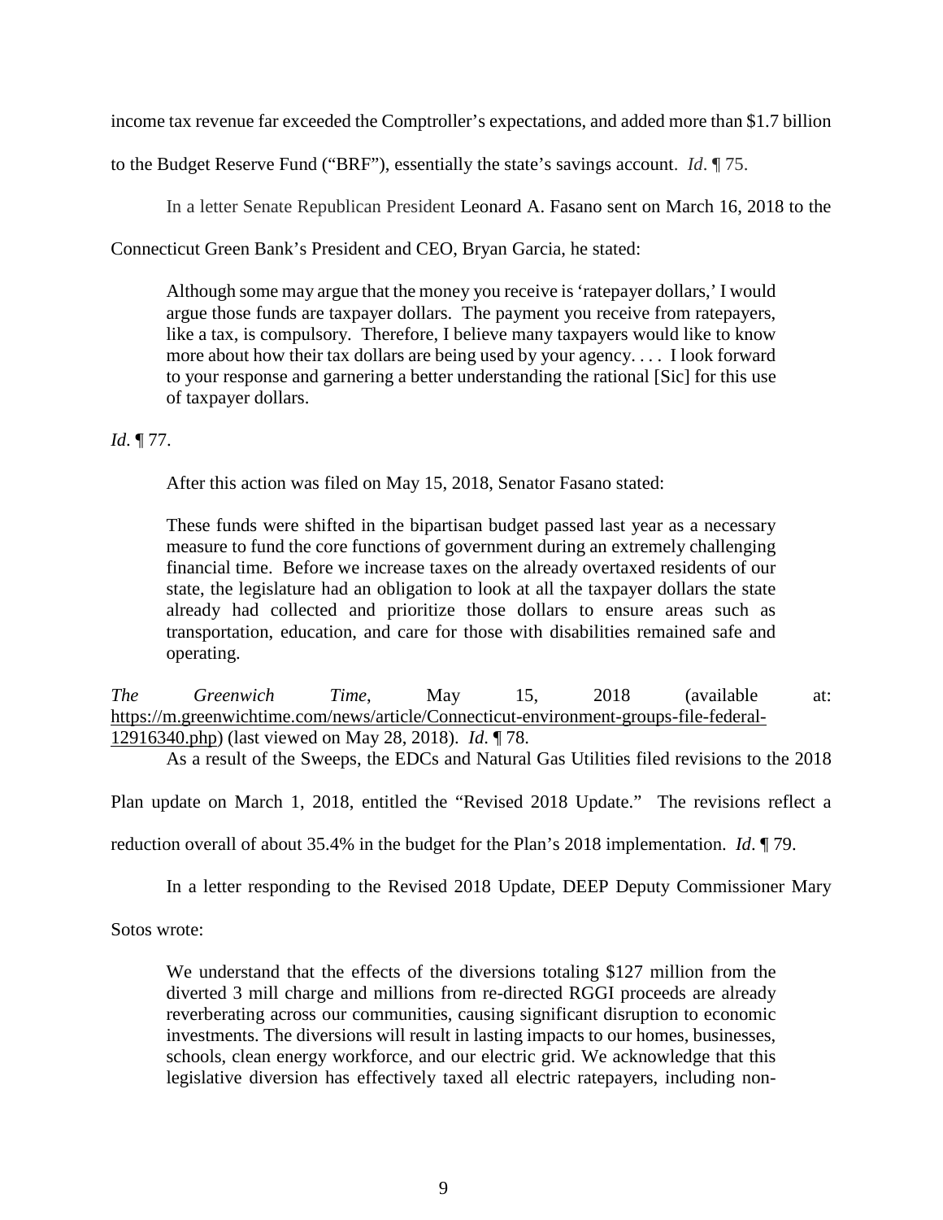income tax revenue far exceeded the Comptroller's expectations, and added more than $1.7 billion to the Budget Reserve Fund ("BRF"), essentially the state's savings account. *Id*. ¶ 75.

In a letter Senate Republican President Leonard A. Fasano sent on March 16, 2018 to the Connecticut Green Bank's President and CEO, Bryan Garcia, he stated:

> Although some may argue that the money you receive is 'ratepayer dollars,' I would argue those funds are taxpayer dollars. The payment you receive from ratepayers, like a tax, is compulsory. Therefore, I believe many taxpayers would like to know more about how their tax dollars are being used by your agency. . . . I look forward to your response and garnering a better understanding the rational [Sic] for this use of taxpayer dollars.

*Id*. ¶ 77.

After this action was filed on May 15, 2018, Senator Fasano stated:

> These funds were shifted in the bipartisan budget passed last year as a necessary measure to fund the core functions of government during an extremely challenging financial time. Before we increase taxes on the already overtaxed residents of our state, the legislature had an obligation to look at all the taxpayer dollars the state already had collected and prioritize those dollars to ensure areas such as transportation, education, and care for those with disabilities remained safe and operating.

*The Greenwich Time*, May 15, 2018 (available at: https://m.greenwichtime.com/news/article/Connecticut-environment-groups-file-federal-12916340.php) (last viewed on May 28, 2018). *Id*. ¶ 78.

As a result of the Sweeps, the EDCs and Natural Gas Utilities filed revisions to the 2018 Plan update on March 1, 2018, entitled the "Revised 2018 Update." The revisions reflect a reduction overall of about 35.4% in the budget for the Plan's 2018 implementation. *Id*. ¶ 79.

In a letter responding to the Revised 2018 Update, DEEP Deputy Commissioner Mary Sotos wrote:

> We understand that the effects of the diversions totaling $127 million from the diverted 3 mill charge and millions from re-directed RGGI proceeds are already reverberating across our communities, causing significant disruption to economic investments. The diversions will result in lasting impacts to our homes, businesses, schools, clean energy workforce, and our electric grid. We acknowledge that this legislative diversion has effectively taxed all electric ratepayers, including non-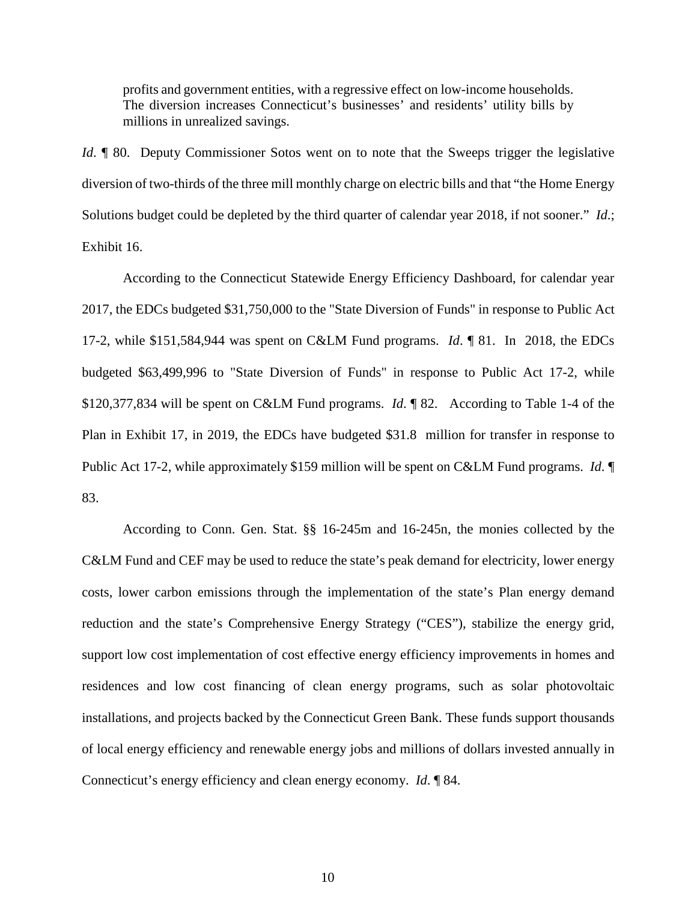> profits and government entities, with a regressive effect on low-income households. The diversion increases Connecticut's businesses' and residents' utility bills by millions in unrealized savings.

*Id*. ¶ 80. Deputy Commissioner Sotos went on to note that the Sweeps trigger the legislative diversion of two-thirds of the three mill monthly charge on electric bills and that "the Home Energy Solutions budget could be depleted by the third quarter of calendar year 2018, if not sooner." *Id*.; Exhibit 16.

According to the Connecticut Statewide Energy Efficiency Dashboard, for calendar year 2017, the EDCs budgeted $31,750,000 to the "State Diversion of Funds" in response to Public Act 17-2, while $151,584,944 was spent on C&LM Fund programs. *Id*. ¶ 81. In 2018, the EDCs budgeted $63,499,996 to "State Diversion of Funds" in response to Public Act 17-2, while $120,377,834 will be spent on C&LM Fund programs. *Id*. ¶ 82. According to Table 1-4 of the Plan in Exhibit 17, in 2019, the EDCs have budgeted $31.8 million for transfer in response to Public Act 17-2, while approximately $159 million will be spent on C&LM Fund programs. *Id*. ¶ 83.

According to Conn. Gen. Stat. §§ 16-245m and 16-245n, the monies collected by the C&LM Fund and CEF may be used to reduce the state's peak demand for electricity, lower energy costs, lower carbon emissions through the implementation of the state's Plan energy demand reduction and the state's Comprehensive Energy Strategy ("CES"), stabilize the energy grid, support low cost implementation of cost effective energy efficiency improvements in homes and residences and low cost financing of clean energy programs, such as solar photovoltaic installations, and projects backed by the Connecticut Green Bank. These funds support thousands of local energy efficiency and renewable energy jobs and millions of dollars invested annually in Connecticut's energy efficiency and clean energy economy. *Id*. ¶ 84.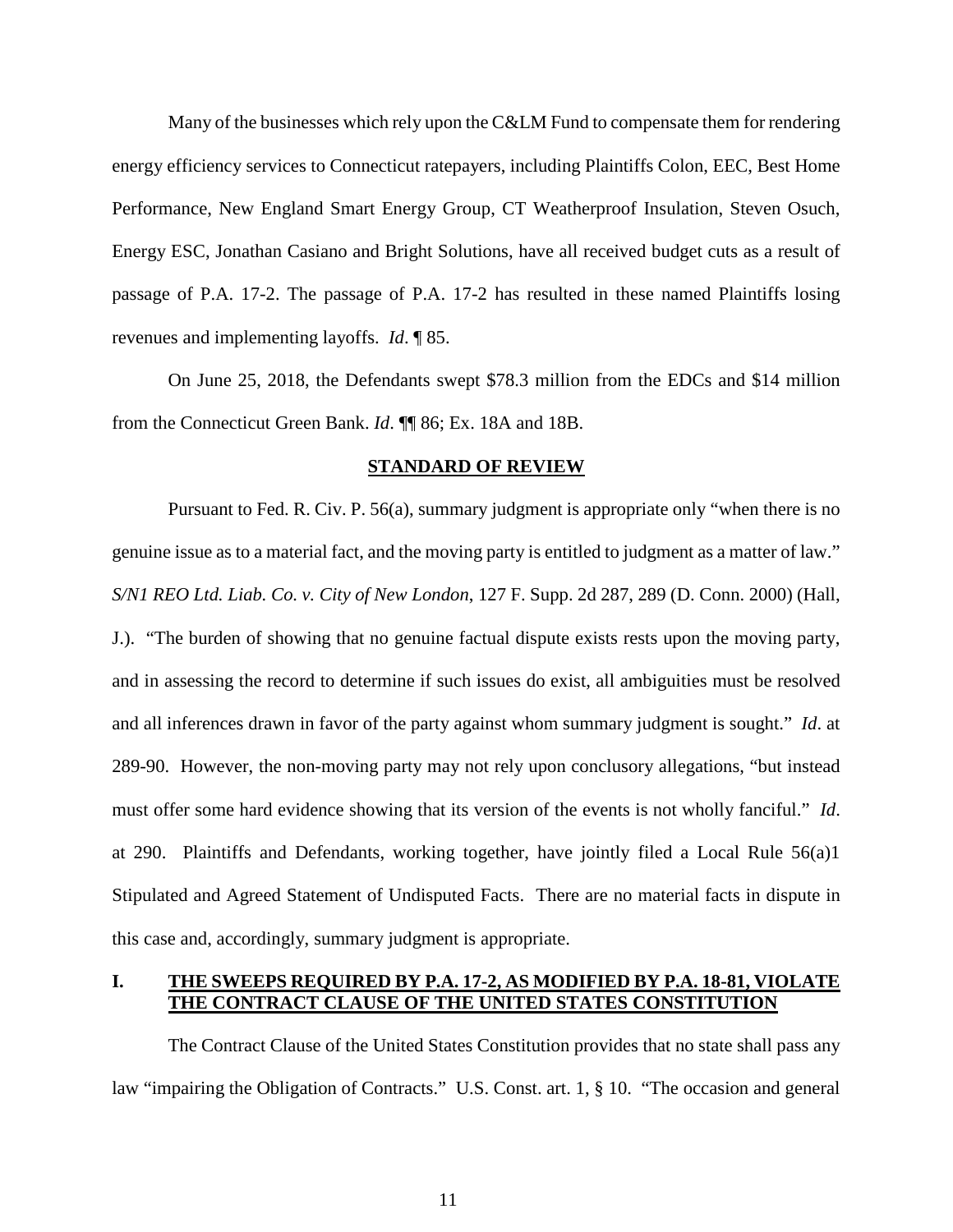Many of the businesses which rely upon the C&LM Fund to compensate them for rendering energy efficiency services to Connecticut ratepayers, including Plaintiffs Colon, EEC, Best Home Performance, New England Smart Energy Group, CT Weatherproof Insulation, Steven Osuch, Energy ESC, Jonathan Casiano and Bright Solutions, have all received budget cuts as a result of passage of P.A. 17-2. The passage of P.A. 17-2 has resulted in these named Plaintiffs losing revenues and implementing layoffs. *Id*. ¶ 85.

On June 25, 2018, the Defendants swept $78.3 million from the EDCs and $14 million from the Connecticut Green Bank. *Id*. ¶¶ 86; Ex. 18A and 18B.

## STANDARD OF REVIEW

Pursuant to Fed. R. Civ. P. 56(a), summary judgment is appropriate only "when there is no genuine issue as to a material fact, and the moving party is entitled to judgment as a matter of law." *S/N1 REO Ltd. Liab. Co. v. City of New London*, 127 F. Supp. 2d 287, 289 (D. Conn. 2000) (Hall, J.). "The burden of showing that no genuine factual dispute exists rests upon the moving party, and in assessing the record to determine if such issues do exist, all ambiguities must be resolved and all inferences drawn in favor of the party against whom summary judgment is sought." *Id*. at 289-90. However, the non-moving party may not rely upon conclusory allegations, "but instead must offer some hard evidence showing that its version of the events is not wholly fanciful." *Id*. at 290. Plaintiffs and Defendants, working together, have jointly filed a Local Rule 56(a)1 Stipulated and Agreed Statement of Undisputed Facts. There are no material facts in dispute in this case and, accordingly, summary judgment is appropriate.

## I. THE SWEEPS REQUIRED BY P.A. 17-2, AS MODIFIED BY P.A. 18-81, VIOLATE THE CONTRACT CLAUSE OF THE UNITED STATES CONSTITUTION

The Contract Clause of the United States Constitution provides that no state shall pass any law "impairing the Obligation of Contracts." U.S. Const. art. 1, § 10. "The occasion and general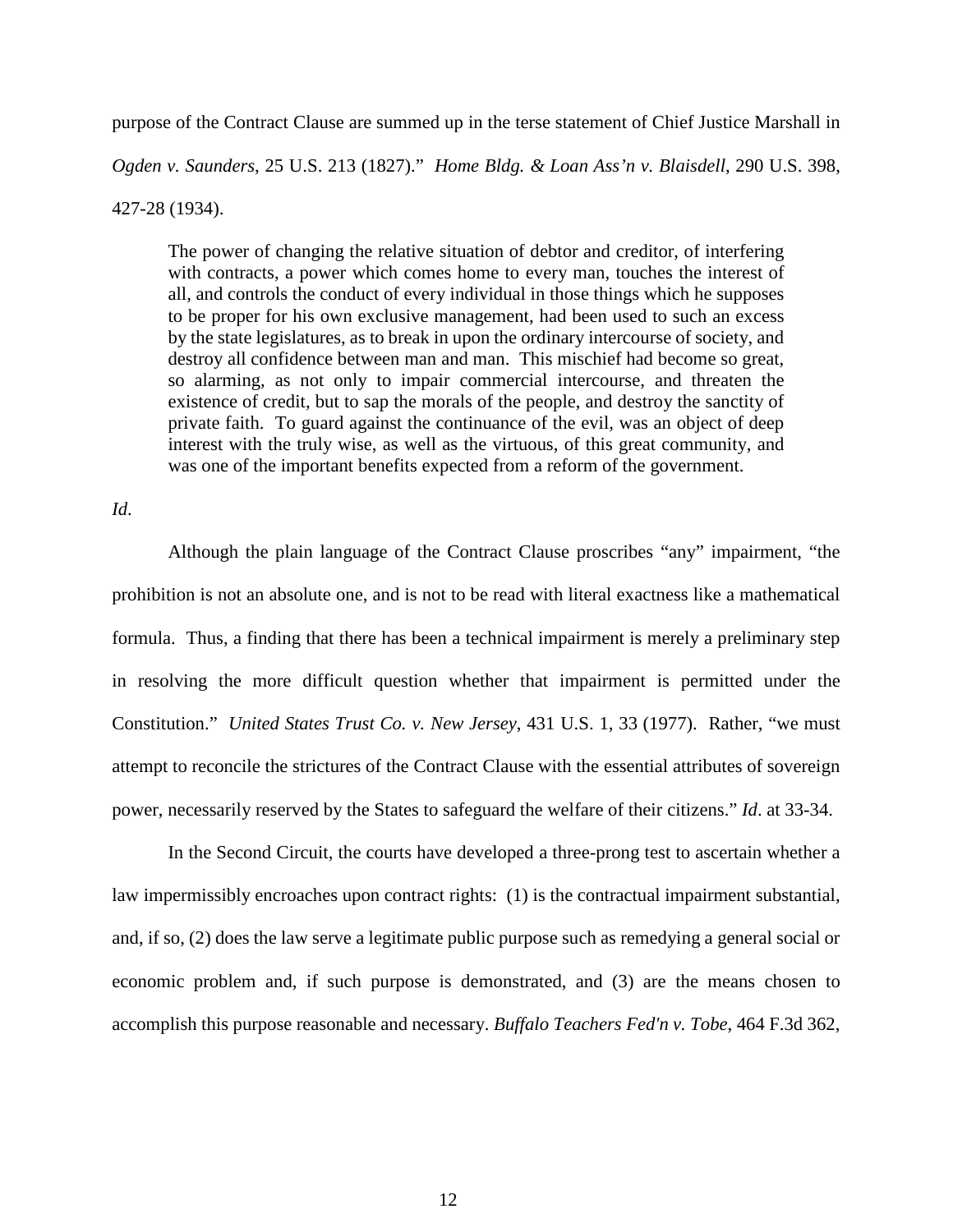purpose of the Contract Clause are summed up in the terse statement of Chief Justice Marshall in *Ogden v. Saunders*, 25 U.S. 213 (1827)." *Home Bldg. & Loan Ass'n v. Blaisdell*, 290 U.S. 398, 427-28 (1934).

> The power of changing the relative situation of debtor and creditor, of interfering with contracts, a power which comes home to every man, touches the interest of all, and controls the conduct of every individual in those things which he supposes to be proper for his own exclusive management, had been used to such an excess by the state legislatures, as to break in upon the ordinary intercourse of society, and destroy all confidence between man and man. This mischief had become so great, so alarming, as not only to impair commercial intercourse, and threaten the existence of credit, but to sap the morals of the people, and destroy the sanctity of private faith. To guard against the continuance of the evil, was an object of deep interest with the truly wise, as well as the virtuous, of this great community, and was one of the important benefits expected from a reform of the government.

*Id.*

Although the plain language of the Contract Clause proscribes "any" impairment, "the prohibition is not an absolute one, and is not to be read with literal exactness like a mathematical formula. Thus, a finding that there has been a technical impairment is merely a preliminary step in resolving the more difficult question whether that impairment is permitted under the Constitution." *United States Trust Co. v. New Jersey*, 431 U.S. 1, 33 (1977). Rather, "we must attempt to reconcile the strictures of the Contract Clause with the essential attributes of sovereign power, necessarily reserved by the States to safeguard the welfare of their citizens." *Id*. at 33-34.

In the Second Circuit, the courts have developed a three-prong test to ascertain whether a law impermissibly encroaches upon contract rights: (1) is the contractual impairment substantial, and, if so, (2) does the law serve a legitimate public purpose such as remedying a general social or economic problem and, if such purpose is demonstrated, and (3) are the means chosen to accomplish this purpose reasonable and necessary. *Buffalo Teachers Fed'n v. Tobe*, 464 F.3d 362,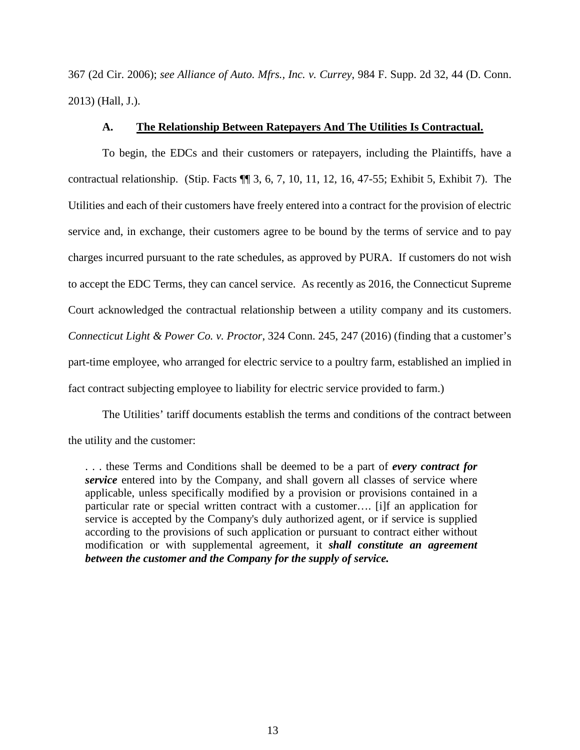367 (2d Cir. 2006); *see Alliance of Auto. Mfrs., Inc. v. Currey*, 984 F. Supp. 2d 32, 44 (D. Conn. 2013) (Hall, J.).

### A. <u>The Relationship Between Ratepayers And The Utilities Is Contractual.</u>

To begin, the EDCs and their customers or ratepayers, including the Plaintiffs, have a contractual relationship. (Stip. Facts ¶¶ 3, 6, 7, 10, 11, 12, 16, 47-55; Exhibit 5, Exhibit 7). The Utilities and each of their customers have freely entered into a contract for the provision of electric service and, in exchange, their customers agree to be bound by the terms of service and to pay charges incurred pursuant to the rate schedules, as approved by PURA. If customers do not wish to accept the EDC Terms, they can cancel service. As recently as 2016, the Connecticut Supreme Court acknowledged the contractual relationship between a utility company and its customers. *Connecticut Light & Power Co. v. Proctor*, 324 Conn. 245, 247 (2016) (finding that a customer's part-time employee, who arranged for electric service to a poultry farm, established an implied in fact contract subjecting employee to liability for electric service provided to farm.)

The Utilities' tariff documents establish the terms and conditions of the contract between the utility and the customer:

> . . . these Terms and Conditions shall be deemed to be a part of ***every contract for service*** entered into by the Company, and shall govern all classes of service where applicable, unless specifically modified by a provision or provisions contained in a particular rate or special written contract with a customer…. [i]f an application for service is accepted by the Company's duly authorized agent, or if service is supplied according to the provisions of such application or pursuant to contract either without modification or with supplemental agreement, it ***shall constitute an agreement between the customer and the Company for the supply of service.***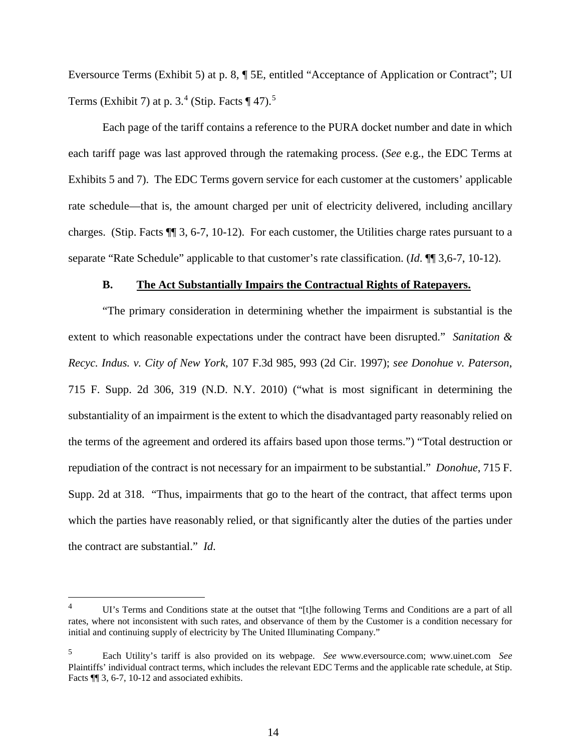Eversource Terms (Exhibit 5) at p. 8, ¶ 5E, entitled "Acceptance of Application or Contract"; UI Terms (Exhibit 7) at p. 3.[4] (Stip. Facts ¶ 47).[5]

Each page of the tariff contains a reference to the PURA docket number and date in which each tariff page was last approved through the ratemaking process. (*See* e.g., the EDC Terms at Exhibits 5 and 7). The EDC Terms govern service for each customer at the customers' applicable rate schedule—that is, the amount charged per unit of electricity delivered, including ancillary charges. (Stip. Facts ¶¶ 3, 6-7, 10-12). For each customer, the Utilities charge rates pursuant to a separate "Rate Schedule" applicable to that customer's rate classification. (*Id*. ¶¶ 3,6-7, 10-12).

### B. The Act Substantially Impairs the Contractual Rights of Ratepayers.

"The primary consideration in determining whether the impairment is substantial is the extent to which reasonable expectations under the contract have been disrupted." *Sanitation & Recyc. Indus. v. City of New York*, 107 F.3d 985, 993 (2d Cir. 1997); *see Donohue v. Paterson*, 715 F. Supp. 2d 306, 319 (N.D. N.Y. 2010) ("what is most significant in determining the substantiality of an impairment is the extent to which the disadvantaged party reasonably relied on the terms of the agreement and ordered its affairs based upon those terms.") "Total destruction or repudiation of the contract is not necessary for an impairment to be substantial." *Donohue*, 715 F. Supp. 2d at 318. "Thus, impairments that go to the heart of the contract, that affect terms upon which the parties have reasonably relied, or that significantly alter the duties of the parties under the contract are substantial." *Id*.

---

[4] UI's Terms and Conditions state at the outset that "[t]he following Terms and Conditions are a part of all rates, where not inconsistent with such rates, and observance of them by the Customer is a condition necessary for initial and continuing supply of electricity by The United Illuminating Company."

[5] Each Utility's tariff is also provided on its webpage. *See* www.eversource.com; www.uinet.com *See* Plaintiffs' individual contract terms, which includes the relevant EDC Terms and the applicable rate schedule, at Stip. Facts ¶¶ 3, 6-7, 10-12 and associated exhibits.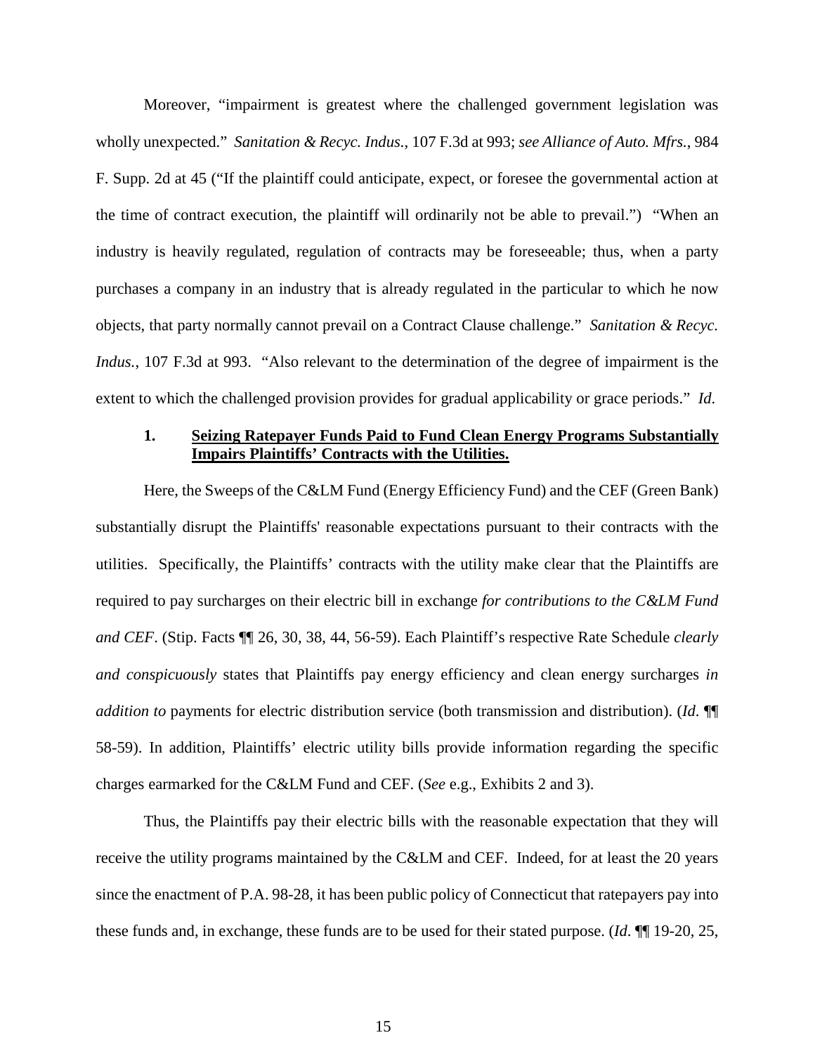Moreover, "impairment is greatest where the challenged government legislation was wholly unexpected." *Sanitation & Recyc. Indus.*, 107 F.3d at 993; *see Alliance of Auto. Mfrs.*, 984 F. Supp. 2d at 45 ("If the plaintiff could anticipate, expect, or foresee the governmental action at the time of contract execution, the plaintiff will ordinarily not be able to prevail.") "When an industry is heavily regulated, regulation of contracts may be foreseeable; thus, when a party purchases a company in an industry that is already regulated in the particular to which he now objects, that party normally cannot prevail on a Contract Clause challenge." *Sanitation & Recyc. Indus.*, 107 F.3d at 993. "Also relevant to the determination of the degree of impairment is the extent to which the challenged provision provides for gradual applicability or grace periods." *Id.*

### 1. <u>Seizing Ratepayer Funds Paid to Fund Clean Energy Programs Substantially Impairs Plaintiffs' Contracts with the Utilities.</u>

Here, the Sweeps of the C&LM Fund (Energy Efficiency Fund) and the CEF (Green Bank) substantially disrupt the Plaintiffs' reasonable expectations pursuant to their contracts with the utilities. Specifically, the Plaintiffs' contracts with the utility make clear that the Plaintiffs are required to pay surcharges on their electric bill in exchange *for contributions to the C&LM Fund and CEF*. (Stip. Facts ¶¶ 26, 30, 38, 44, 56-59). Each Plaintiff's respective Rate Schedule *clearly and conspicuously* states that Plaintiffs pay energy efficiency and clean energy surcharges *in addition to* payments for electric distribution service (both transmission and distribution). (*Id.* ¶¶ 58-59). In addition, Plaintiffs' electric utility bills provide information regarding the specific charges earmarked for the C&LM Fund and CEF. (*See* e.g., Exhibits 2 and 3).

Thus, the Plaintiffs pay their electric bills with the reasonable expectation that they will receive the utility programs maintained by the C&LM and CEF. Indeed, for at least the 20 years since the enactment of P.A. 98-28, it has been public policy of Connecticut that ratepayers pay into these funds and, in exchange, these funds are to be used for their stated purpose. (*Id.* ¶¶ 19-20, 25,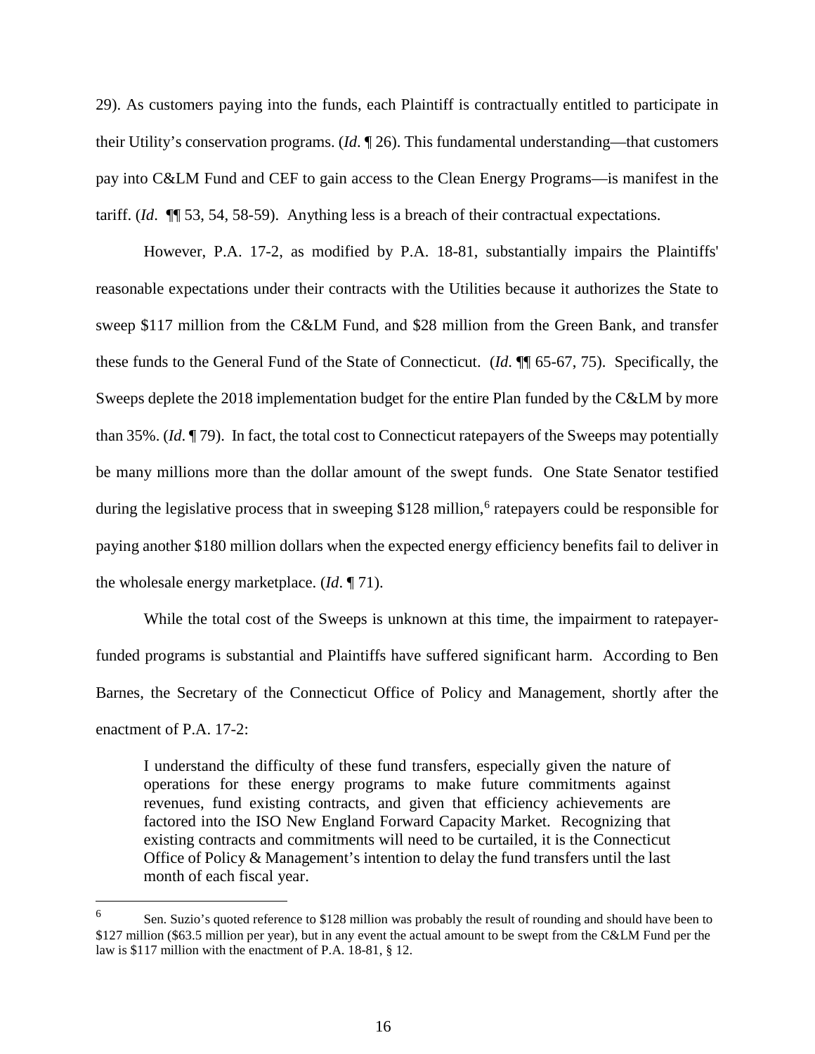29). As customers paying into the funds, each Plaintiff is contractually entitled to participate in their Utility's conservation programs. (*Id*. ¶ 26). This fundamental understanding—that customers pay into C&LM Fund and CEF to gain access to the Clean Energy Programs—is manifest in the tariff. (*Id*. ¶¶ 53, 54, 58-59). Anything less is a breach of their contractual expectations.

However, P.A. 17-2, as modified by P.A. 18-81, substantially impairs the Plaintiffs' reasonable expectations under their contracts with the Utilities because it authorizes the State to sweep $117 million from the C&LM Fund, and $28 million from the Green Bank, and transfer these funds to the General Fund of the State of Connecticut. (*Id*. ¶¶ 65-67, 75). Specifically, the Sweeps deplete the 2018 implementation budget for the entire Plan funded by the C&LM by more than 35%. (*Id*. ¶ 79). In fact, the total cost to Connecticut ratepayers of the Sweeps may potentially be many millions more than the dollar amount of the swept funds. One State Senator testified during the legislative process that in sweeping $128 million,[6] ratepayers could be responsible for paying another $180 million dollars when the expected energy efficiency benefits fail to deliver in the wholesale energy marketplace. (*Id*. ¶ 71).

While the total cost of the Sweeps is unknown at this time, the impairment to ratepayer-funded programs is substantial and Plaintiffs have suffered significant harm. According to Ben Barnes, the Secretary of the Connecticut Office of Policy and Management, shortly after the enactment of P.A. 17-2:

> I understand the difficulty of these fund transfers, especially given the nature of operations for these energy programs to make future commitments against revenues, fund existing contracts, and given that efficiency achievements are factored into the ISO New England Forward Capacity Market. Recognizing that existing contracts and commitments will need to be curtailed, it is the Connecticut Office of Policy & Management's intention to delay the fund transfers until the last month of each fiscal year.

---

[6] Sen. Suzio's quoted reference to $128 million was probably the result of rounding and should have been to $127 million ($63.5 million per year), but in any event the actual amount to be swept from the C&LM Fund per the law is $117 million with the enactment of P.A. 18-81, § 12.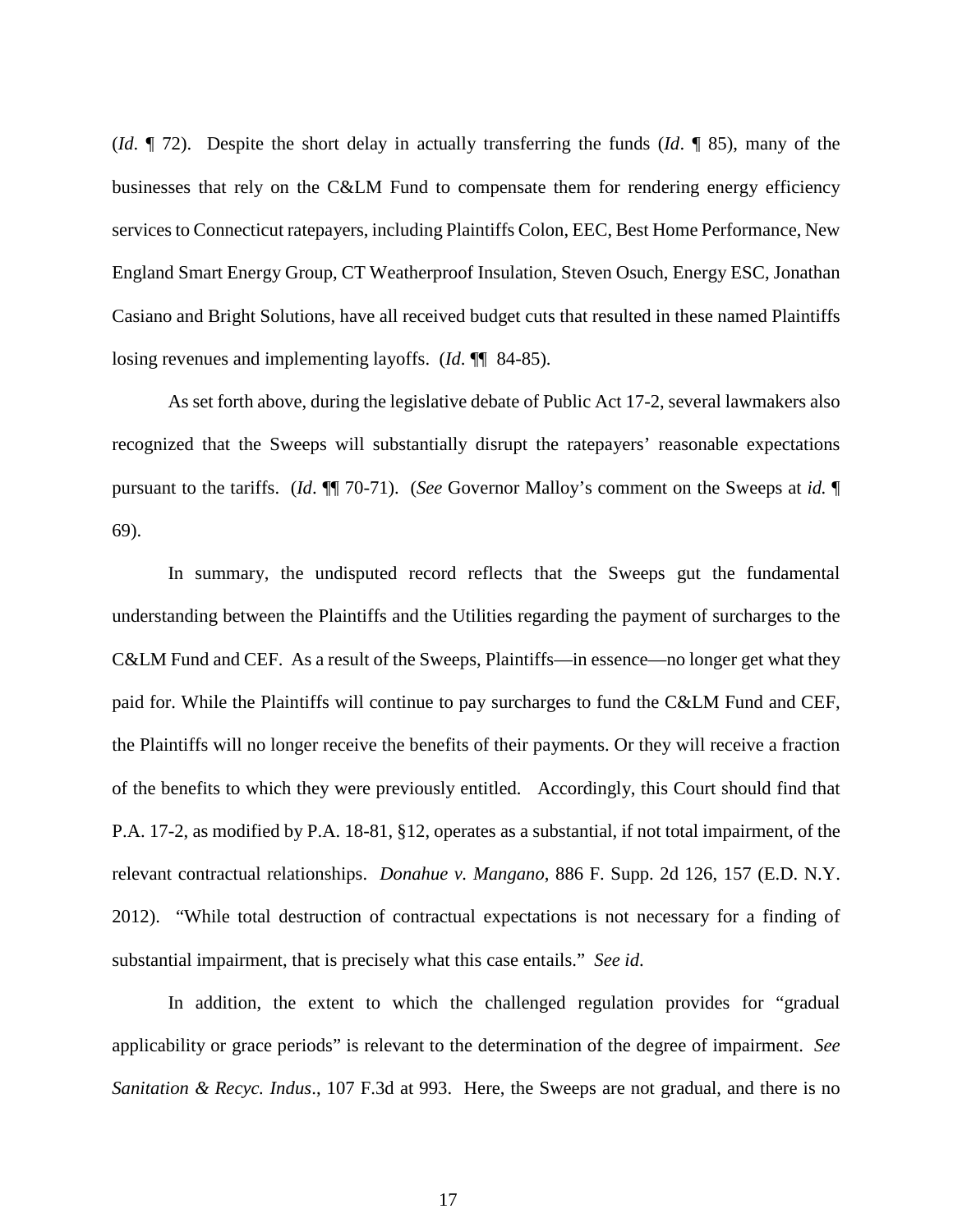(*Id*. ¶ 72). Despite the short delay in actually transferring the funds (*Id*. ¶ 85), many of the businesses that rely on the C&LM Fund to compensate them for rendering energy efficiency services to Connecticut ratepayers, including Plaintiffs Colon, EEC, Best Home Performance, New England Smart Energy Group, CT Weatherproof Insulation, Steven Osuch, Energy ESC, Jonathan Casiano and Bright Solutions, have all received budget cuts that resulted in these named Plaintiffs losing revenues and implementing layoffs. (*Id*. ¶¶ 84-85).

As set forth above, during the legislative debate of Public Act 17-2, several lawmakers also recognized that the Sweeps will substantially disrupt the ratepayers' reasonable expectations pursuant to the tariffs. (*Id*. ¶¶ 70-71). (*See* Governor Malloy's comment on the Sweeps at *id.* ¶ 69).

In summary, the undisputed record reflects that the Sweeps gut the fundamental understanding between the Plaintiffs and the Utilities regarding the payment of surcharges to the C&LM Fund and CEF. As a result of the Sweeps, Plaintiffs—in essence—no longer get what they paid for. While the Plaintiffs will continue to pay surcharges to fund the C&LM Fund and CEF, the Plaintiffs will no longer receive the benefits of their payments. Or they will receive a fraction of the benefits to which they were previously entitled. Accordingly, this Court should find that P.A. 17-2, as modified by P.A. 18-81, §12, operates as a substantial, if not total impairment, of the relevant contractual relationships. *Donahue v. Mangano*, 886 F. Supp. 2d 126, 157 (E.D. N.Y. 2012). "While total destruction of contractual expectations is not necessary for a finding of substantial impairment, that is precisely what this case entails." *See id*.

In addition, the extent to which the challenged regulation provides for "gradual applicability or grace periods" is relevant to the determination of the degree of impairment. *See Sanitation & Recyc. Indus*., 107 F.3d at 993. Here, the Sweeps are not gradual, and there is no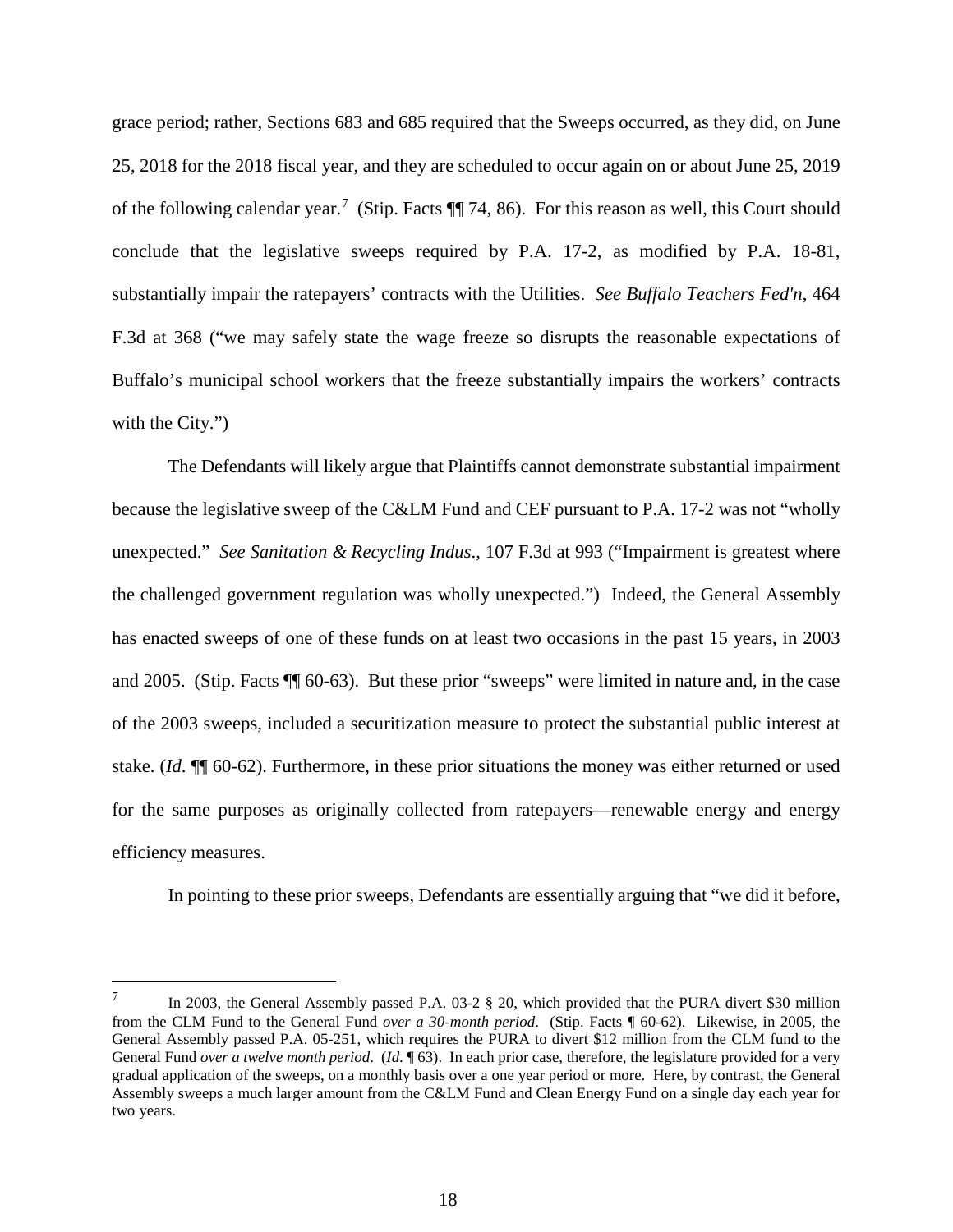grace period; rather, Sections 683 and 685 required that the Sweeps occurred, as they did, on June 25, 2018 for the 2018 fiscal year, and they are scheduled to occur again on or about June 25, 2019 of the following calendar year.[7] (Stip. Facts ¶¶ 74, 86). For this reason as well, this Court should conclude that the legislative sweeps required by P.A. 17-2, as modified by P.A. 18-81, substantially impair the ratepayers' contracts with the Utilities. *See Buffalo Teachers Fed'n*, 464 F.3d at 368 ("we may safely state the wage freeze so disrupts the reasonable expectations of Buffalo's municipal school workers that the freeze substantially impairs the workers' contracts with the City.")

The Defendants will likely argue that Plaintiffs cannot demonstrate substantial impairment because the legislative sweep of the C&LM Fund and CEF pursuant to P.A. 17-2 was not "wholly unexpected." *See Sanitation & Recycling Indus*., 107 F.3d at 993 ("Impairment is greatest where the challenged government regulation was wholly unexpected.") Indeed, the General Assembly has enacted sweeps of one of these funds on at least two occasions in the past 15 years, in 2003 and 2005. (Stip. Facts ¶¶ 60-63). But these prior "sweeps" were limited in nature and, in the case of the 2003 sweeps, included a securitization measure to protect the substantial public interest at stake. (*Id.* ¶¶ 60-62). Furthermore, in these prior situations the money was either returned or used for the same purposes as originally collected from ratepayers—renewable energy and energy efficiency measures.

In pointing to these prior sweeps, Defendants are essentially arguing that "we did it before,

---

[7] In 2003, the General Assembly passed P.A. 03-2 § 20, which provided that the PURA divert $30 million from the CLM Fund to the General Fund *over a 30-month period*. (Stip. Facts ¶ 60-62). Likewise, in 2005, the General Assembly passed P.A. 05-251, which requires the PURA to divert $12 million from the CLM fund to the General Fund *over a twelve month period*. (*Id.* ¶ 63). In each prior case, therefore, the legislature provided for a very gradual application of the sweeps, on a monthly basis over a one year period or more. Here, by contrast, the General Assembly sweeps a much larger amount from the C&LM Fund and Clean Energy Fund on a single day each year for two years.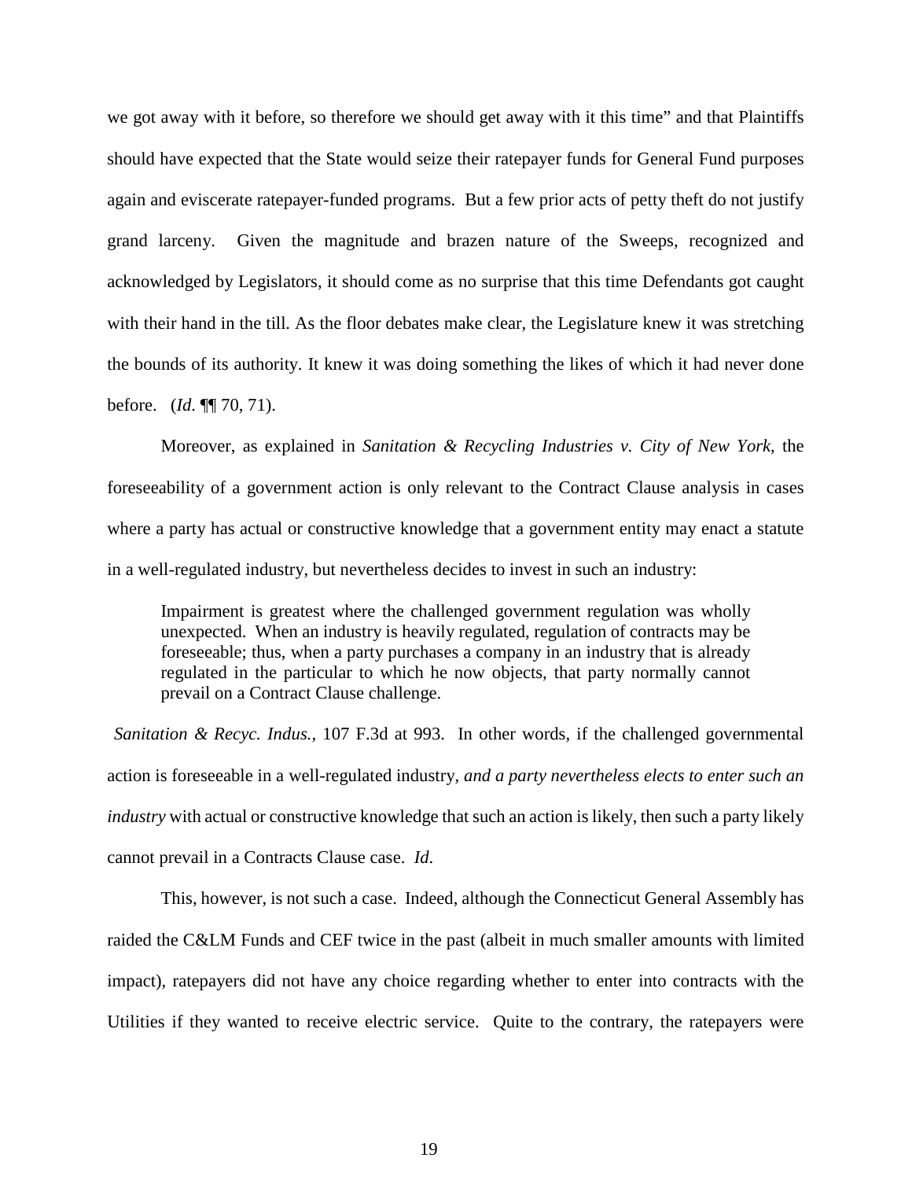we got away with it before, so therefore we should get away with it this time" and that Plaintiffs should have expected that the State would seize their ratepayer funds for General Fund purposes again and eviscerate ratepayer-funded programs. But a few prior acts of petty theft do not justify grand larceny. Given the magnitude and brazen nature of the Sweeps, recognized and acknowledged by Legislators, it should come as no surprise that this time Defendants got caught with their hand in the till. As the floor debates make clear, the Legislature knew it was stretching the bounds of its authority. It knew it was doing something the likes of which it had never done before. (*Id*. ¶¶ 70, 71).

Moreover, as explained in *Sanitation & Recycling Industries v. City of New York*, the foreseeability of a government action is only relevant to the Contract Clause analysis in cases where a party has actual or constructive knowledge that a government entity may enact a statute in a well-regulated industry, but nevertheless decides to invest in such an industry:

> Impairment is greatest where the challenged government regulation was wholly unexpected. When an industry is heavily regulated, regulation of contracts may be foreseeable; thus, when a party purchases a company in an industry that is already regulated in the particular to which he now objects, that party normally cannot prevail on a Contract Clause challenge.

*Sanitation & Recyc. Indus.*, 107 F.3d at 993. In other words, if the challenged governmental action is foreseeable in a well-regulated industry, *and a party nevertheless elects to enter such an industry* with actual or constructive knowledge that such an action is likely, then such a party likely cannot prevail in a Contracts Clause case. *Id*.

This, however, is not such a case. Indeed, although the Connecticut General Assembly has raided the C&LM Funds and CEF twice in the past (albeit in much smaller amounts with limited impact), ratepayers did not have any choice regarding whether to enter into contracts with the Utilities if they wanted to receive electric service. Quite to the contrary, the ratepayers were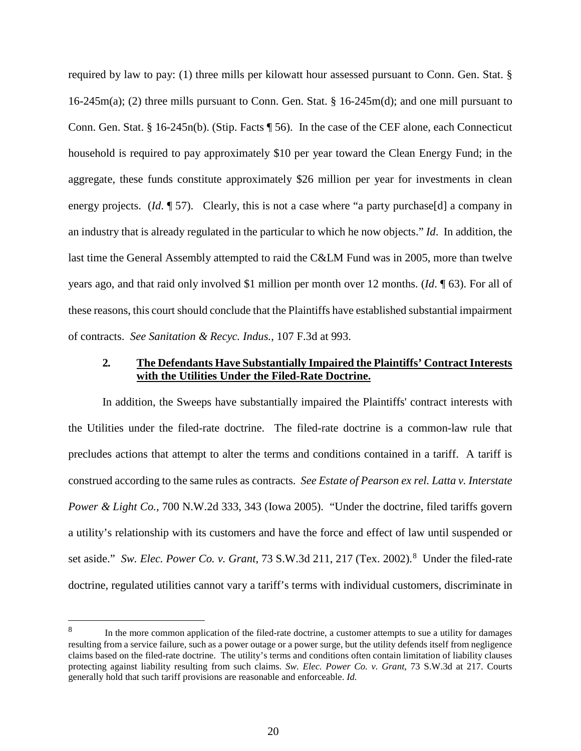required by law to pay: (1) three mills per kilowatt hour assessed pursuant to Conn. Gen. Stat. § 16-245m(a); (2) three mills pursuant to Conn. Gen. Stat. § 16-245m(d); and one mill pursuant to Conn. Gen. Stat. § 16-245n(b). (Stip. Facts ¶ 56). In the case of the CEF alone, each Connecticut household is required to pay approximately $10 per year toward the Clean Energy Fund; in the aggregate, these funds constitute approximately $26 million per year for investments in clean energy projects. (*Id*. ¶ 57). Clearly, this is not a case where "a party purchase[d] a company in an industry that is already regulated in the particular to which he now objects." *Id*. In addition, the last time the General Assembly attempted to raid the C&LM Fund was in 2005, more than twelve years ago, and that raid only involved $1 million per month over 12 months. (*Id*. ¶ 63). For all of these reasons, this court should conclude that the Plaintiffs have established substantial impairment of contracts. *See Sanitation & Recyc. Indus.*, 107 F.3d at 993.

### 2. The Defendants Have Substantially Impaired the Plaintiffs' Contract Interests with the Utilities Under the Filed-Rate Doctrine.

In addition, the Sweeps have substantially impaired the Plaintiffs' contract interests with the Utilities under the filed-rate doctrine. The filed-rate doctrine is a common-law rule that precludes actions that attempt to alter the terms and conditions contained in a tariff. A tariff is construed according to the same rules as contracts. *See Estate of Pearson ex rel. Latta v. Interstate Power & Light Co.*, 700 N.W.2d 333, 343 (Iowa 2005). "Under the doctrine, filed tariffs govern a utility's relationship with its customers and have the force and effect of law until suspended or set aside." *Sw. Elec. Power Co. v. Grant*, 73 S.W.3d 211, 217 (Tex. 2002).[8] Under the filed-rate doctrine, regulated utilities cannot vary a tariff's terms with individual customers, discriminate in

---

[8] In the more common application of the filed-rate doctrine, a customer attempts to sue a utility for damages resulting from a service failure, such as a power outage or a power surge, but the utility defends itself from negligence claims based on the filed-rate doctrine. The utility's terms and conditions often contain limitation of liability clauses protecting against liability resulting from such claims. *Sw. Elec. Power Co. v. Grant*, 73 S.W.3d at 217. Courts generally hold that such tariff provisions are reasonable and enforceable. *Id.*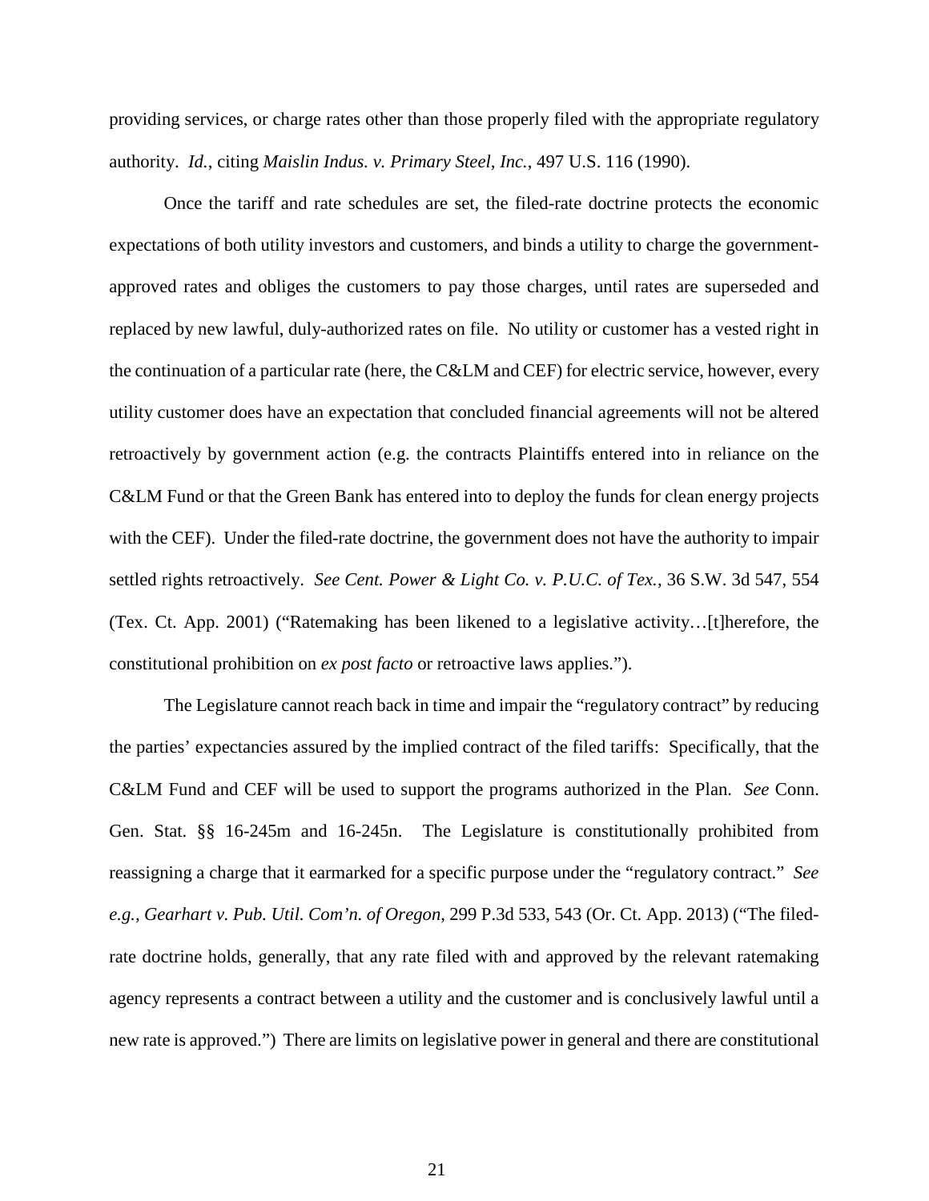providing services, or charge rates other than those properly filed with the appropriate regulatory authority. *Id.*, citing *Maislin Indus. v. Primary Steel, Inc.*, 497 U.S. 116 (1990).

Once the tariff and rate schedules are set, the filed-rate doctrine protects the economic expectations of both utility investors and customers, and binds a utility to charge the government-approved rates and obliges the customers to pay those charges, until rates are superseded and replaced by new lawful, duly-authorized rates on file. No utility or customer has a vested right in the continuation of a particular rate (here, the C&LM and CEF) for electric service, however, every utility customer does have an expectation that concluded financial agreements will not be altered retroactively by government action (e.g. the contracts Plaintiffs entered into in reliance on the C&LM Fund or that the Green Bank has entered into to deploy the funds for clean energy projects with the CEF). Under the filed-rate doctrine, the government does not have the authority to impair settled rights retroactively. *See Cent. Power & Light Co. v. P.U.C. of Tex.*, 36 S.W. 3d 547, 554 (Tex. Ct. App. 2001) ("Ratemaking has been likened to a legislative activity…[t]herefore, the constitutional prohibition on *ex post facto* or retroactive laws applies.").

The Legislature cannot reach back in time and impair the "regulatory contract" by reducing the parties' expectancies assured by the implied contract of the filed tariffs: Specifically, that the C&LM Fund and CEF will be used to support the programs authorized in the Plan. *See* Conn. Gen. Stat. §§ 16-245m and 16-245n. The Legislature is constitutionally prohibited from reassigning a charge that it earmarked for a specific purpose under the "regulatory contract." *See e.g., Gearhart v. Pub. Util. Com'n. of Oregon*, 299 P.3d 533, 543 (Or. Ct. App. 2013) ("The filed-rate doctrine holds, generally, that any rate filed with and approved by the relevant ratemaking agency represents a contract between a utility and the customer and is conclusively lawful until a new rate is approved.") There are limits on legislative power in general and there are constitutional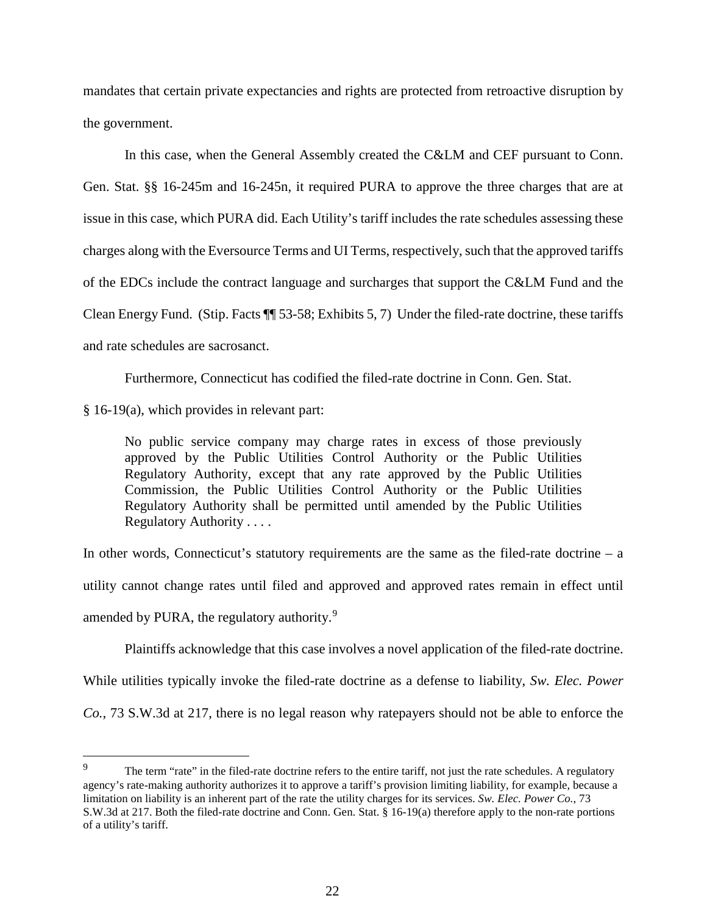mandates that certain private expectancies and rights are protected from retroactive disruption by the government.

In this case, when the General Assembly created the C&LM and CEF pursuant to Conn. Gen. Stat. §§ 16-245m and 16-245n, it required PURA to approve the three charges that are at issue in this case, which PURA did. Each Utility's tariff includes the rate schedules assessing these charges along with the Eversource Terms and UI Terms, respectively, such that the approved tariffs of the EDCs include the contract language and surcharges that support the C&LM Fund and the Clean Energy Fund. (Stip. Facts ¶¶ 53-58; Exhibits 5, 7) Under the filed-rate doctrine, these tariffs and rate schedules are sacrosanct.

Furthermore, Connecticut has codified the filed-rate doctrine in Conn. Gen. Stat. § 16-19(a), which provides in relevant part:

> No public service company may charge rates in excess of those previously approved by the Public Utilities Control Authority or the Public Utilities Regulatory Authority, except that any rate approved by the Public Utilities Commission, the Public Utilities Control Authority or the Public Utilities Regulatory Authority shall be permitted until amended by the Public Utilities Regulatory Authority . . . .

In other words, Connecticut's statutory requirements are the same as the filed-rate doctrine – a utility cannot change rates until filed and approved and approved rates remain in effect until amended by PURA, the regulatory authority.[9]

Plaintiffs acknowledge that this case involves a novel application of the filed-rate doctrine. While utilities typically invoke the filed-rate doctrine as a defense to liability, *Sw. Elec. Power Co.*, 73 S.W.3d at 217, there is no legal reason why ratepayers should not be able to enforce the

---

[9] The term "rate" in the filed-rate doctrine refers to the entire tariff, not just the rate schedules. A regulatory agency's rate-making authority authorizes it to approve a tariff's provision limiting liability, for example, because a limitation on liability is an inherent part of the rate the utility charges for its services. *Sw. Elec. Power Co.*, 73 S.W.3d at 217. Both the filed-rate doctrine and Conn. Gen. Stat. § 16-19(a) therefore apply to the non-rate portions of a utility's tariff.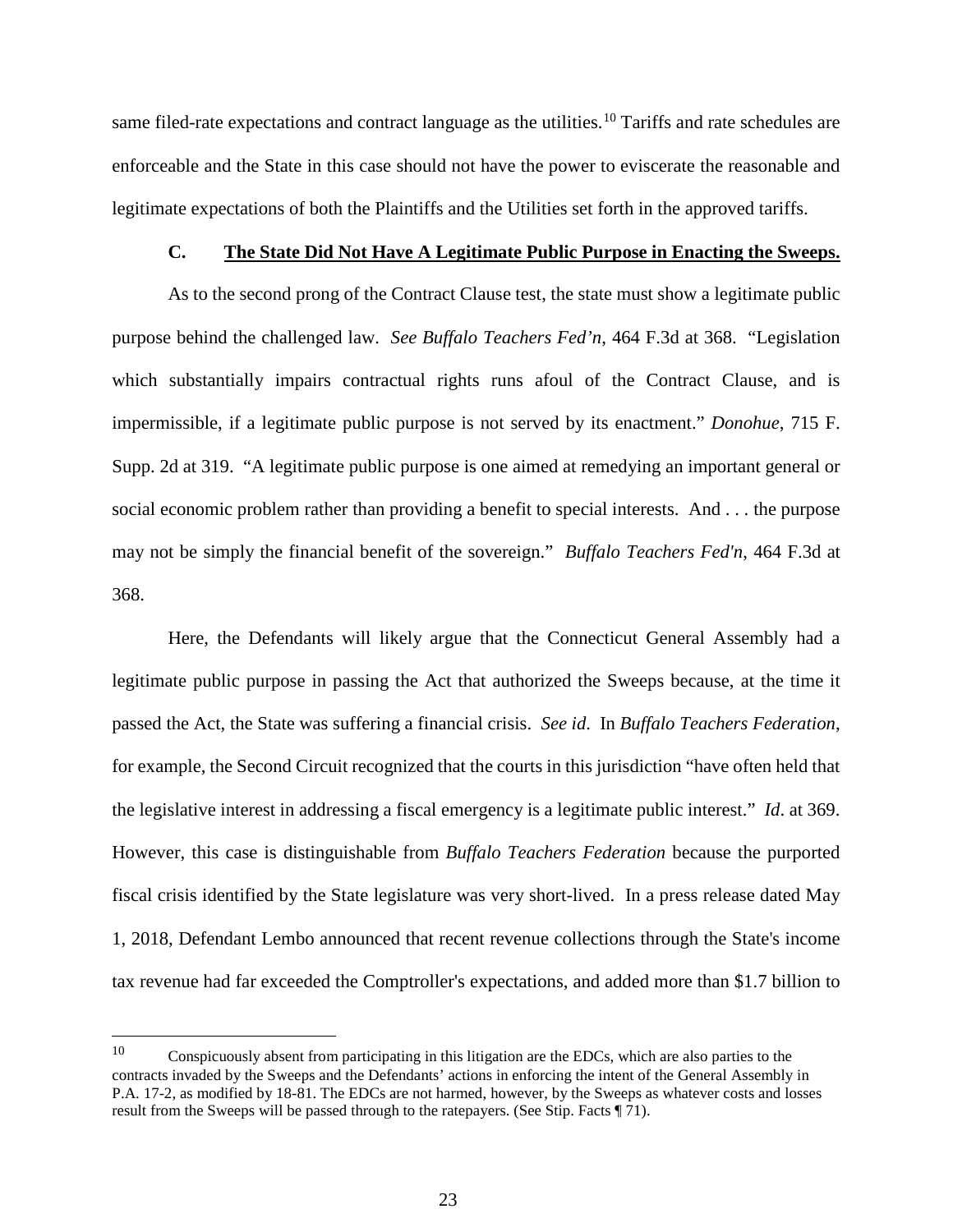same filed-rate expectations and contract language as the utilities.[10] Tariffs and rate schedules are enforceable and the State in this case should not have the power to eviscerate the reasonable and legitimate expectations of both the Plaintiffs and the Utilities set forth in the approved tariffs.

### C. The State Did Not Have A Legitimate Public Purpose in Enacting the Sweeps.

As to the second prong of the Contract Clause test, the state must show a legitimate public purpose behind the challenged law. *See Buffalo Teachers Fed'n*, 464 F.3d at 368. "Legislation which substantially impairs contractual rights runs afoul of the Contract Clause, and is impermissible, if a legitimate public purpose is not served by its enactment." *Donohue*, 715 F. Supp. 2d at 319. "A legitimate public purpose is one aimed at remedying an important general or social economic problem rather than providing a benefit to special interests. And . . . the purpose may not be simply the financial benefit of the sovereign." *Buffalo Teachers Fed'n*, 464 F.3d at 368.

Here, the Defendants will likely argue that the Connecticut General Assembly had a legitimate public purpose in passing the Act that authorized the Sweeps because, at the time it passed the Act, the State was suffering a financial crisis. *See id*. In *Buffalo Teachers Federation*, for example, the Second Circuit recognized that the courts in this jurisdiction "have often held that the legislative interest in addressing a fiscal emergency is a legitimate public interest." *Id*. at 369. However, this case is distinguishable from *Buffalo Teachers Federation* because the purported fiscal crisis identified by the State legislature was very short-lived. In a press release dated May 1, 2018, Defendant Lembo announced that recent revenue collections through the State's income tax revenue had far exceeded the Comptroller's expectations, and added more than $1.7 billion to

---

[10] Conspicuously absent from participating in this litigation are the EDCs, which are also parties to the contracts invaded by the Sweeps and the Defendants' actions in enforcing the intent of the General Assembly in P.A. 17-2, as modified by 18-81. The EDCs are not harmed, however, by the Sweeps as whatever costs and losses result from the Sweeps will be passed through to the ratepayers. (See Stip. Facts ¶ 71).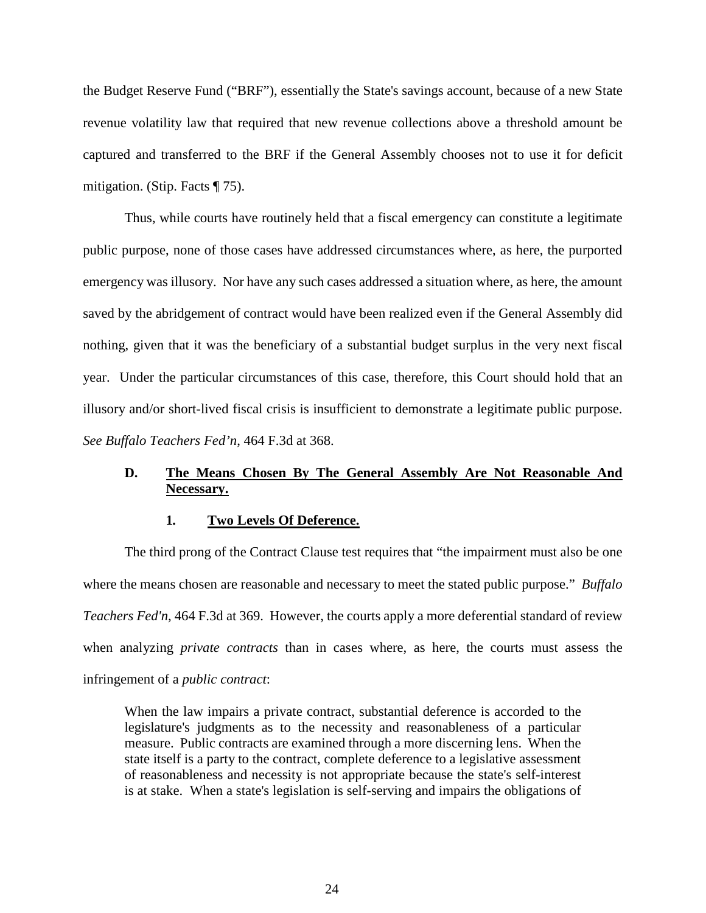the Budget Reserve Fund ("BRF"), essentially the State's savings account, because of a new State revenue volatility law that required that new revenue collections above a threshold amount be captured and transferred to the BRF if the General Assembly chooses not to use it for deficit mitigation. (Stip. Facts ¶ 75).

Thus, while courts have routinely held that a fiscal emergency can constitute a legitimate public purpose, none of those cases have addressed circumstances where, as here, the purported emergency was illusory. Nor have any such cases addressed a situation where, as here, the amount saved by the abridgement of contract would have been realized even if the General Assembly did nothing, given that it was the beneficiary of a substantial budget surplus in the very next fiscal year. Under the particular circumstances of this case, therefore, this Court should hold that an illusory and/or short-lived fiscal crisis is insufficient to demonstrate a legitimate public purpose. *See Buffalo Teachers Fed'n*, 464 F.3d at 368.

### D. The Means Chosen By The General Assembly Are Not Reasonable And Necessary.

#### 1. Two Levels Of Deference.

The third prong of the Contract Clause test requires that "the impairment must also be one where the means chosen are reasonable and necessary to meet the stated public purpose." *Buffalo Teachers Fed'n*, 464 F.3d at 369. However, the courts apply a more deferential standard of review when analyzing *private contracts* than in cases where, as here, the courts must assess the infringement of a *public contract*:

> When the law impairs a private contract, substantial deference is accorded to the legislature's judgments as to the necessity and reasonableness of a particular measure. Public contracts are examined through a more discerning lens. When the state itself is a party to the contract, complete deference to a legislative assessment of reasonableness and necessity is not appropriate because the state's self-interest is at stake. When a state's legislation is self-serving and impairs the obligations of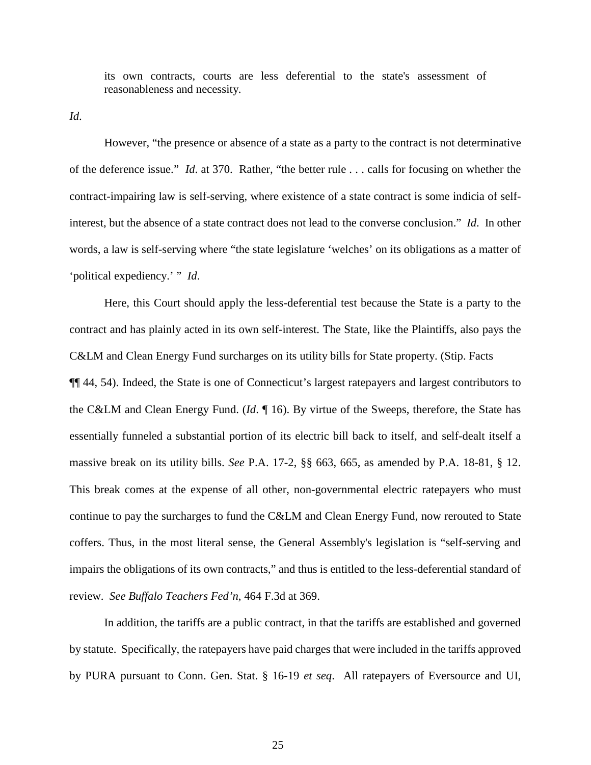> its own contracts, courts are less deferential to the state's assessment of reasonableness and necessity.

*Id.*

However, "the presence or absence of a state as a party to the contract is not determinative of the deference issue." *Id*. at 370. Rather, "the better rule . . . calls for focusing on whether the contract-impairing law is self-serving, where existence of a state contract is some indicia of self-interest, but the absence of a state contract does not lead to the converse conclusion." *Id*. In other words, a law is self-serving where "the state legislature 'welches' on its obligations as a matter of 'political expediency.' " *Id*.

Here, this Court should apply the less-deferential test because the State is a party to the contract and has plainly acted in its own self-interest. The State, like the Plaintiffs, also pays the C&LM and Clean Energy Fund surcharges on its utility bills for State property. (Stip. Facts ¶¶ 44, 54). Indeed, the State is one of Connecticut's largest ratepayers and largest contributors to the C&LM and Clean Energy Fund. (*Id*. ¶ 16). By virtue of the Sweeps, therefore, the State has essentially funneled a substantial portion of its electric bill back to itself, and self-dealt itself a massive break on its utility bills. *See* P.A. 17-2, §§ 663, 665, as amended by P.A. 18-81, § 12. This break comes at the expense of all other, non-governmental electric ratepayers who must continue to pay the surcharges to fund the C&LM and Clean Energy Fund, now rerouted to State coffers. Thus, in the most literal sense, the General Assembly's legislation is "self-serving and impairs the obligations of its own contracts," and thus is entitled to the less-deferential standard of review. *See Buffalo Teachers Fed'n*, 464 F.3d at 369.

In addition, the tariffs are a public contract, in that the tariffs are established and governed by statute. Specifically, the ratepayers have paid charges that were included in the tariffs approved by PURA pursuant to Conn. Gen. Stat. § 16-19 *et seq*. All ratepayers of Eversource and UI,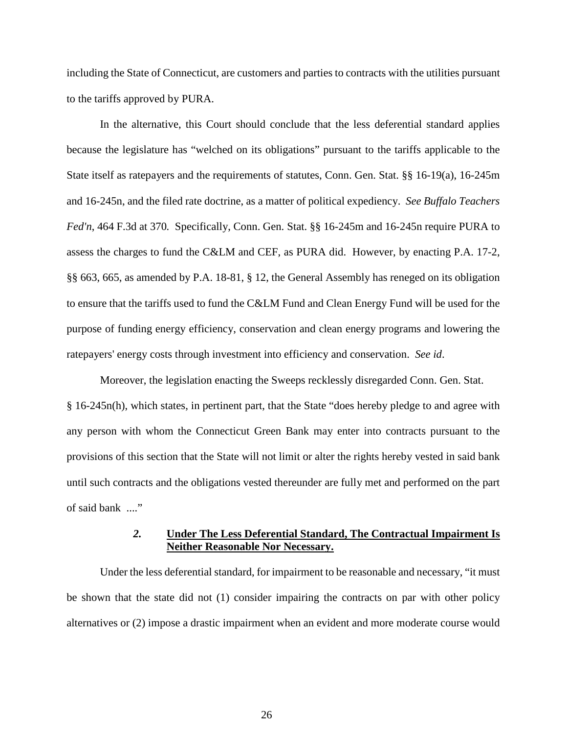including the State of Connecticut, are customers and parties to contracts with the utilities pursuant to the tariffs approved by PURA.

In the alternative, this Court should conclude that the less deferential standard applies because the legislature has "welched on its obligations" pursuant to the tariffs applicable to the State itself as ratepayers and the requirements of statutes, Conn. Gen. Stat. §§ 16-19(a), 16-245m and 16-245n, and the filed rate doctrine, as a matter of political expediency. *See Buffalo Teachers Fed'n*, 464 F.3d at 370. Specifically, Conn. Gen. Stat. §§ 16-245m and 16-245n require PURA to assess the charges to fund the C&LM and CEF, as PURA did. However, by enacting P.A. 17-2, §§ 663, 665, as amended by P.A. 18-81, § 12, the General Assembly has reneged on its obligation to ensure that the tariffs used to fund the C&LM Fund and Clean Energy Fund will be used for the purpose of funding energy efficiency, conservation and clean energy programs and lowering the ratepayers' energy costs through investment into efficiency and conservation. *See id*.

Moreover, the legislation enacting the Sweeps recklessly disregarded Conn. Gen. Stat. § 16-245n(h), which states, in pertinent part, that the State "does hereby pledge to and agree with any person with whom the Connecticut Green Bank may enter into contracts pursuant to the provisions of this section that the State will not limit or alter the rights hereby vested in said bank until such contracts and the obligations vested thereunder are fully met and performed on the part of said bank ...."

#### *2.* <u>**Under The Less Deferential Standard, The Contractual Impairment Is Neither Reasonable Nor Necessary.**</u>

Under the less deferential standard, for impairment to be reasonable and necessary, "it must be shown that the state did not (1) consider impairing the contracts on par with other policy alternatives or (2) impose a drastic impairment when an evident and more moderate course would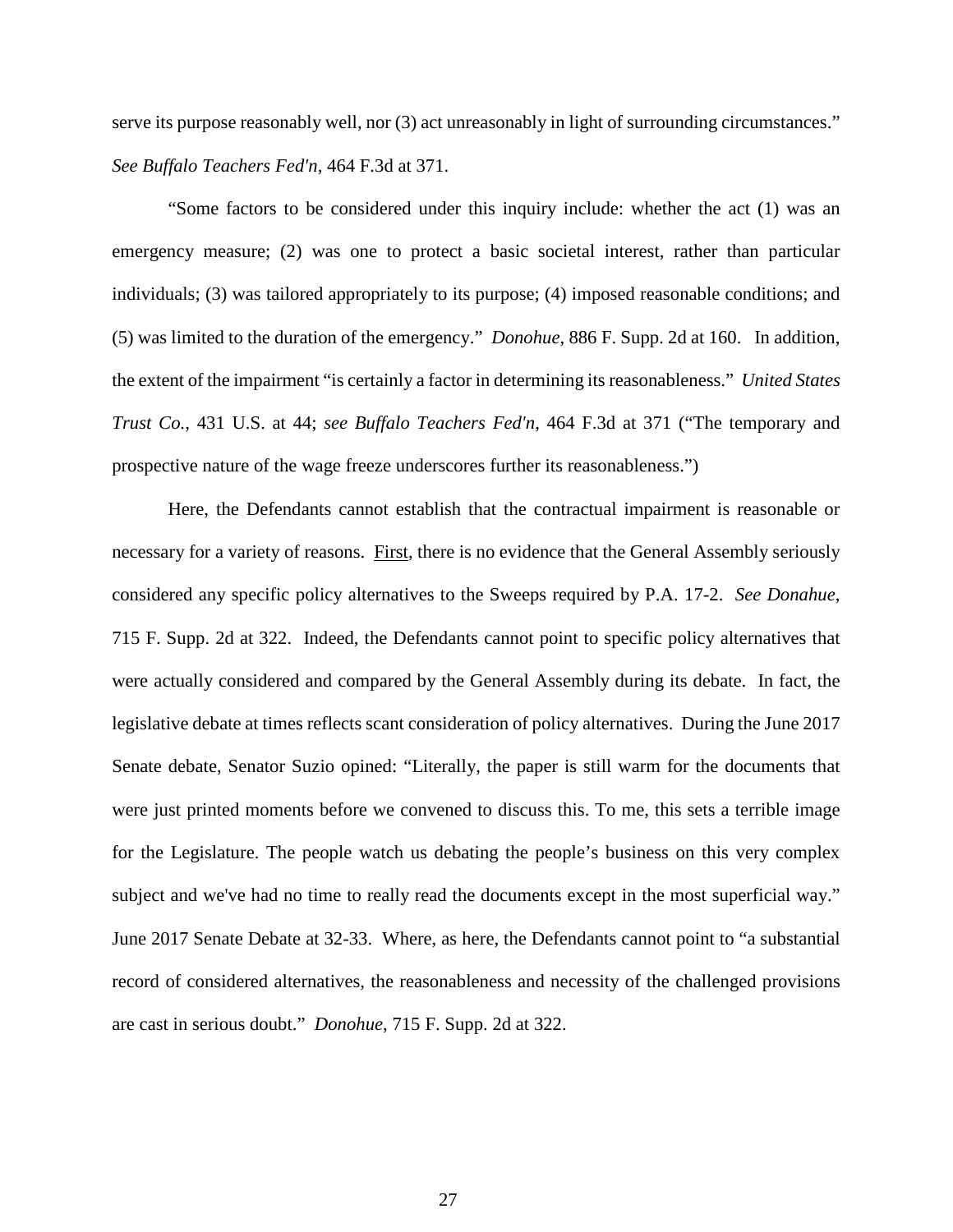serve its purpose reasonably well, nor (3) act unreasonably in light of surrounding circumstances." *See Buffalo Teachers Fed'n*, 464 F.3d at 371.

"Some factors to be considered under this inquiry include: whether the act (1) was an emergency measure; (2) was one to protect a basic societal interest, rather than particular individuals; (3) was tailored appropriately to its purpose; (4) imposed reasonable conditions; and (5) was limited to the duration of the emergency." *Donohue*, 886 F. Supp. 2d at 160. In addition, the extent of the impairment "is certainly a factor in determining its reasonableness." *United States Trust Co.*, 431 U.S. at 44; *see Buffalo Teachers Fed'n*, 464 F.3d at 371 ("The temporary and prospective nature of the wage freeze underscores further its reasonableness.")

Here, the Defendants cannot establish that the contractual impairment is reasonable or necessary for a variety of reasons. First, there is no evidence that the General Assembly seriously considered any specific policy alternatives to the Sweeps required by P.A. 17-2. *See Donohue*, 715 F. Supp. 2d at 322. Indeed, the Defendants cannot point to specific policy alternatives that were actually considered and compared by the General Assembly during its debate. In fact, the legislative debate at times reflects scant consideration of policy alternatives. During the June 2017 Senate debate, Senator Suzio opined: "Literally, the paper is still warm for the documents that were just printed moments before we convened to discuss this. To me, this sets a terrible image for the Legislature. The people watch us debating the people's business on this very complex subject and we've had no time to really read the documents except in the most superficial way." June 2017 Senate Debate at 32-33. Where, as here, the Defendants cannot point to "a substantial record of considered alternatives, the reasonableness and necessity of the challenged provisions are cast in serious doubt." *Donohue*, 715 F. Supp. 2d at 322.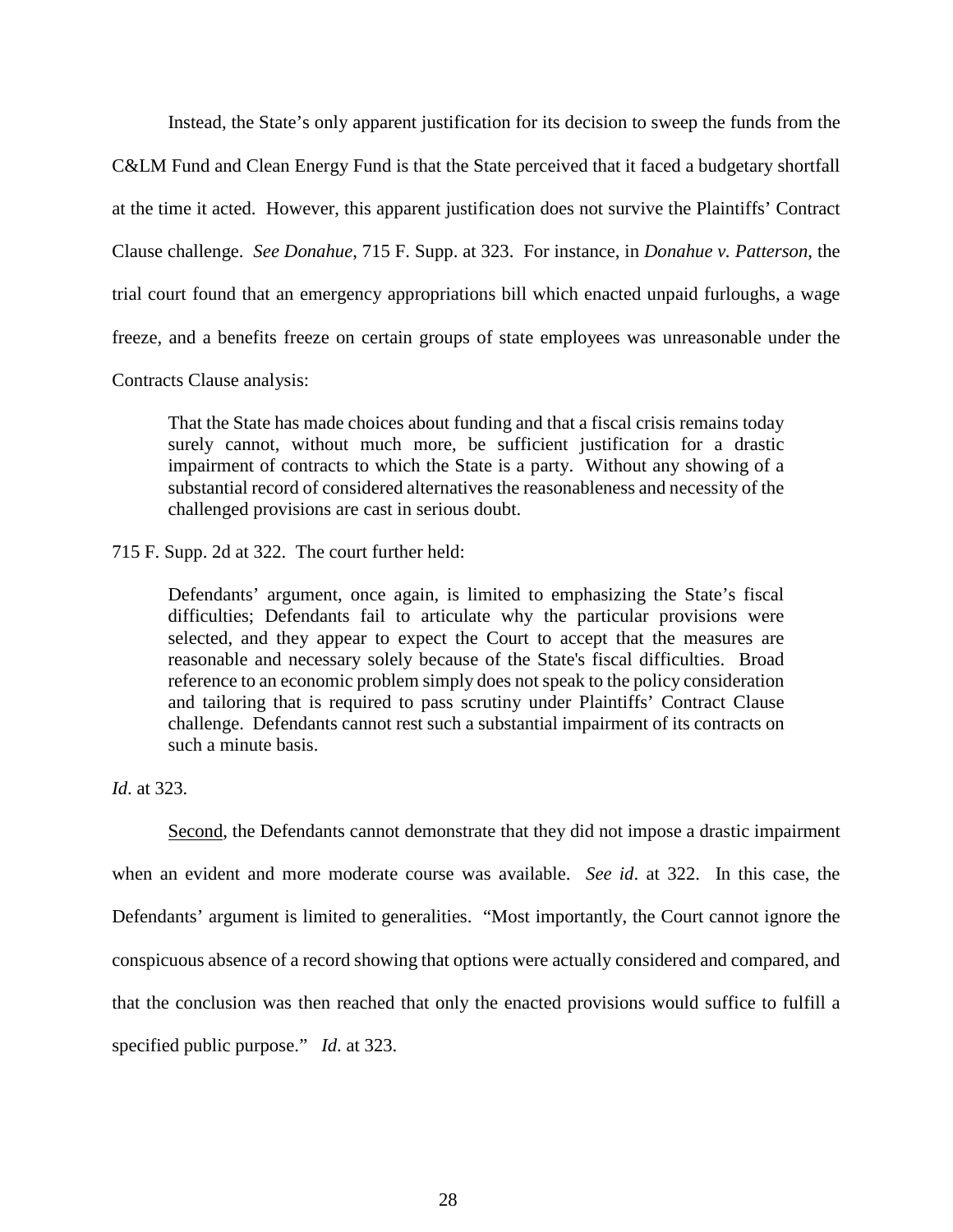Instead, the State's only apparent justification for its decision to sweep the funds from the C&LM Fund and Clean Energy Fund is that the State perceived that it faced a budgetary shortfall at the time it acted. However, this apparent justification does not survive the Plaintiffs' Contract Clause challenge. *See Donahue*, 715 F. Supp. at 323. For instance, in *Donahue v. Patterson*, the trial court found that an emergency appropriations bill which enacted unpaid furloughs, a wage freeze, and a benefits freeze on certain groups of state employees was unreasonable under the Contracts Clause analysis:

> That the State has made choices about funding and that a fiscal crisis remains today surely cannot, without much more, be sufficient justification for a drastic impairment of contracts to which the State is a party. Without any showing of a substantial record of considered alternatives the reasonableness and necessity of the challenged provisions are cast in serious doubt.

715 F. Supp. 2d at 322. The court further held:

> Defendants' argument, once again, is limited to emphasizing the State's fiscal difficulties; Defendants fail to articulate why the particular provisions were selected, and they appear to expect the Court to accept that the measures are reasonable and necessary solely because of the State's fiscal difficulties. Broad reference to an economic problem simply does not speak to the policy consideration and tailoring that is required to pass scrutiny under Plaintiffs' Contract Clause challenge. Defendants cannot rest such a substantial impairment of its contracts on such a minute basis.

*Id*. at 323.

<u>Second</u>, the Defendants cannot demonstrate that they did not impose a drastic impairment when an evident and more moderate course was available. *See id*. at 322. In this case, the Defendants' argument is limited to generalities. "Most importantly, the Court cannot ignore the conspicuous absence of a record showing that options were actually considered and compared, and that the conclusion was then reached that only the enacted provisions would suffice to fulfill a specified public purpose." *Id*. at 323.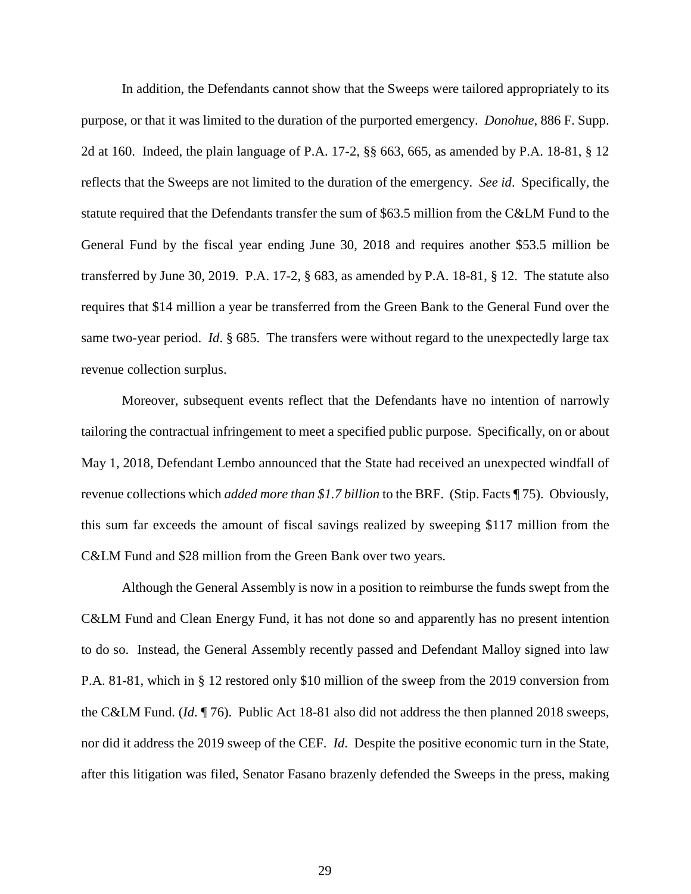In addition, the Defendants cannot show that the Sweeps were tailored appropriately to its purpose, or that it was limited to the duration of the purported emergency. *Donohue*, 886 F. Supp. 2d at 160. Indeed, the plain language of P.A. 17-2, §§ 663, 665, as amended by P.A. 18-81, § 12 reflects that the Sweeps are not limited to the duration of the emergency. *See id*. Specifically, the statute required that the Defendants transfer the sum of $63.5 million from the C&LM Fund to the General Fund by the fiscal year ending June 30, 2018 and requires another $53.5 million be transferred by June 30, 2019. P.A. 17-2, § 683, as amended by P.A. 18-81, § 12. The statute also requires that $14 million a year be transferred from the Green Bank to the General Fund over the same two-year period. *Id*. § 685. The transfers were without regard to the unexpectedly large tax revenue collection surplus.

Moreover, subsequent events reflect that the Defendants have no intention of narrowly tailoring the contractual infringement to meet a specified public purpose. Specifically, on or about May 1, 2018, Defendant Lembo announced that the State had received an unexpected windfall of revenue collections which *added more than $1.7 billion* to the BRF. (Stip. Facts ¶ 75). Obviously, this sum far exceeds the amount of fiscal savings realized by sweeping $117 million from the C&LM Fund and $28 million from the Green Bank over two years.

Although the General Assembly is now in a position to reimburse the funds swept from the C&LM Fund and Clean Energy Fund, it has not done so and apparently has no present intention to do so. Instead, the General Assembly recently passed and Defendant Malloy signed into law P.A. 81-81, which in § 12 restored only $10 million of the sweep from the 2019 conversion from the C&LM Fund. (*Id*. ¶ 76). Public Act 18-81 also did not address the then planned 2018 sweeps, nor did it address the 2019 sweep of the CEF. *Id*. Despite the positive economic turn in the State, after this litigation was filed, Senator Fasano brazenly defended the Sweeps in the press, making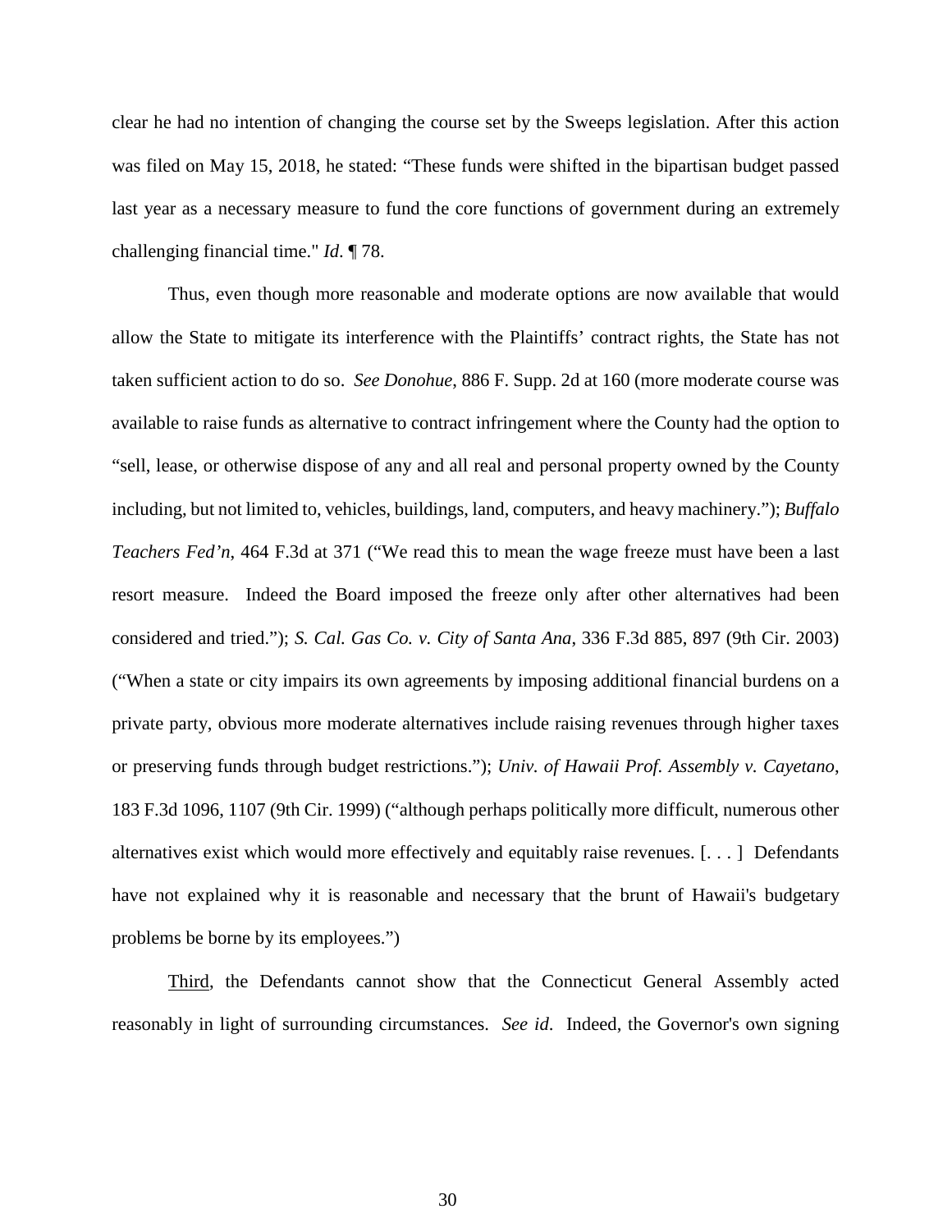clear he had no intention of changing the course set by the Sweeps legislation. After this action was filed on May 15, 2018, he stated: "These funds were shifted in the bipartisan budget passed last year as a necessary measure to fund the core functions of government during an extremely challenging financial time." *Id*. ¶ 78.

Thus, even though more reasonable and moderate options are now available that would allow the State to mitigate its interference with the Plaintiffs' contract rights, the State has not taken sufficient action to do so. *See Donohue*, 886 F. Supp. 2d at 160 (more moderate course was available to raise funds as alternative to contract infringement where the County had the option to "sell, lease, or otherwise dispose of any and all real and personal property owned by the County including, but not limited to, vehicles, buildings, land, computers, and heavy machinery."); *Buffalo Teachers Fed'n*, 464 F.3d at 371 ("We read this to mean the wage freeze must have been a last resort measure. Indeed the Board imposed the freeze only after other alternatives had been considered and tried."); *S. Cal. Gas Co. v. City of Santa Ana*, 336 F.3d 885, 897 (9th Cir. 2003) ("When a state or city impairs its own agreements by imposing additional financial burdens on a private party, obvious more moderate alternatives include raising revenues through higher taxes or preserving funds through budget restrictions."); *Univ. of Hawaii Prof. Assembly v. Cayetano*, 183 F.3d 1096, 1107 (9th Cir. 1999) ("although perhaps politically more difficult, numerous other alternatives exist which would more effectively and equitably raise revenues. [. . . ] Defendants have not explained why it is reasonable and necessary that the brunt of Hawaii's budgetary problems be borne by its employees.")

Third, the Defendants cannot show that the Connecticut General Assembly acted reasonably in light of surrounding circumstances. *See id*. Indeed, the Governor's own signing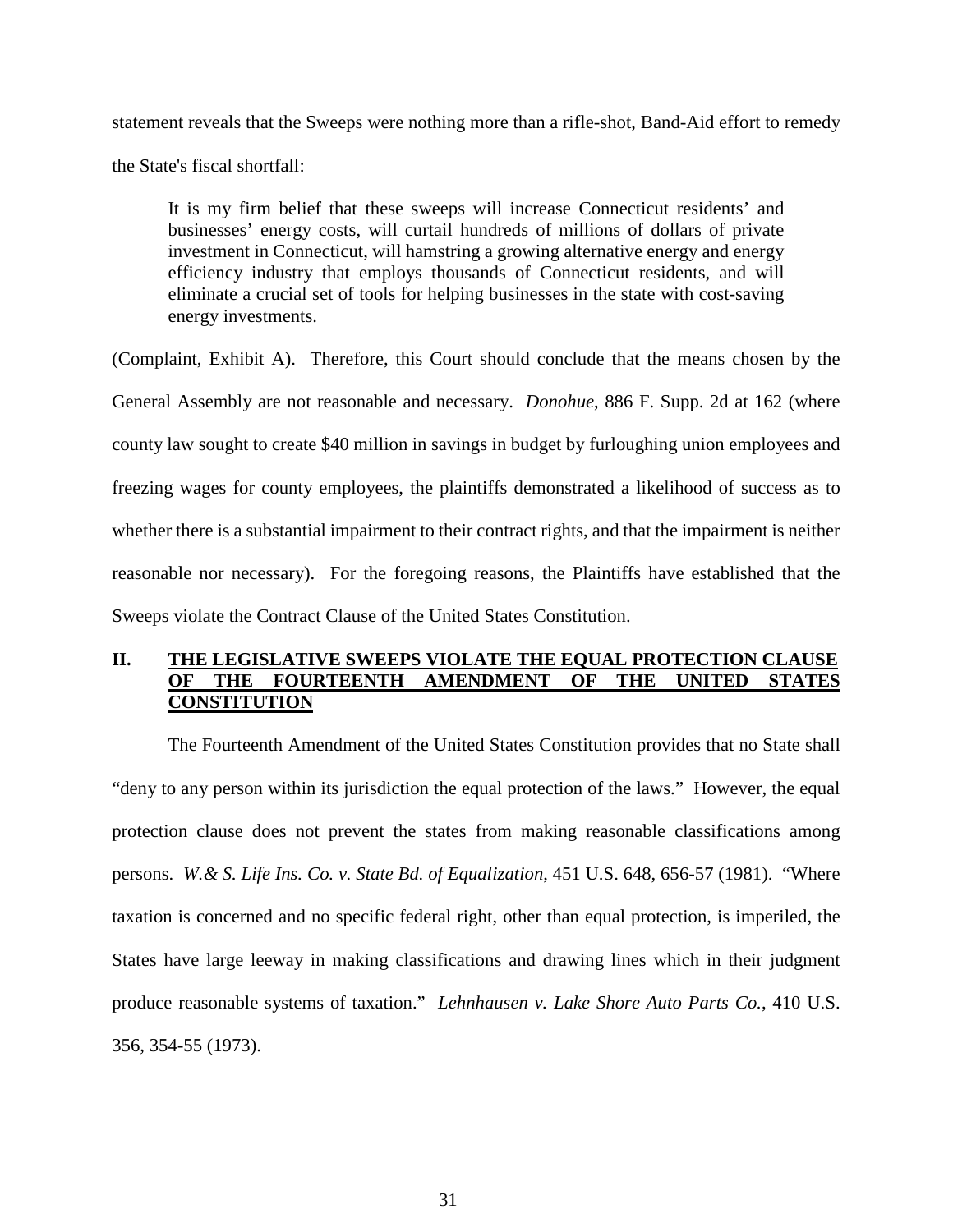statement reveals that the Sweeps were nothing more than a rifle-shot, Band-Aid effort to remedy the State's fiscal shortfall:

> It is my firm belief that these sweeps will increase Connecticut residents' and businesses' energy costs, will curtail hundreds of millions of dollars of private investment in Connecticut, will hamstring a growing alternative energy and energy efficiency industry that employs thousands of Connecticut residents, and will eliminate a crucial set of tools for helping businesses in the state with cost-saving energy investments.

(Complaint, Exhibit A). Therefore, this Court should conclude that the means chosen by the General Assembly are not reasonable and necessary. *Donohue*, 886 F. Supp. 2d at 162 (where county law sought to create $40 million in savings in budget by furloughing union employees and freezing wages for county employees, the plaintiffs demonstrated a likelihood of success as to whether there is a substantial impairment to their contract rights, and that the impairment is neither reasonable nor necessary). For the foregoing reasons, the Plaintiffs have established that the Sweeps violate the Contract Clause of the United States Constitution.

## II. THE LEGISLATIVE SWEEPS VIOLATE THE EQUAL PROTECTION CLAUSE OF THE FOURTEENTH AMENDMENT OF THE UNITED STATES CONSTITUTION

The Fourteenth Amendment of the United States Constitution provides that no State shall "deny to any person within its jurisdiction the equal protection of the laws." However, the equal protection clause does not prevent the states from making reasonable classifications among persons. *W.& S. Life Ins. Co. v. State Bd. of Equalization*, 451 U.S. 648, 656-57 (1981). "Where taxation is concerned and no specific federal right, other than equal protection, is imperiled, the States have large leeway in making classifications and drawing lines which in their judgment produce reasonable systems of taxation." *Lehnhausen v. Lake Shore Auto Parts Co.*, 410 U.S. 356, 354-55 (1973).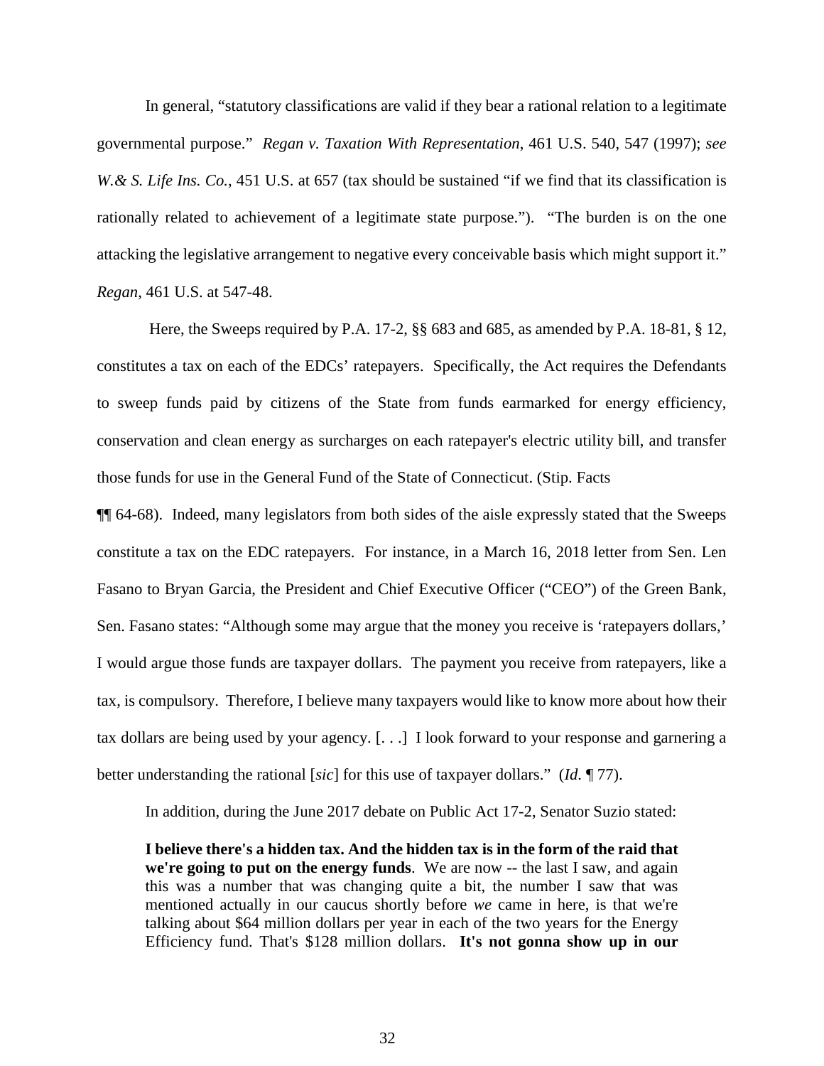In general, "statutory classifications are valid if they bear a rational relation to a legitimate governmental purpose." *Regan v. Taxation With Representation*, 461 U.S. 540, 547 (1997); *see W.& S. Life Ins. Co.*, 451 U.S. at 657 (tax should be sustained "if we find that its classification is rationally related to achievement of a legitimate state purpose."). "The burden is on the one attacking the legislative arrangement to negative every conceivable basis which might support it." *Regan*, 461 U.S. at 547-48.

Here, the Sweeps required by P.A. 17-2, §§ 683 and 685, as amended by P.A. 18-81, § 12, constitutes a tax on each of the EDCs' ratepayers. Specifically, the Act requires the Defendants to sweep funds paid by citizens of the State from funds earmarked for energy efficiency, conservation and clean energy as surcharges on each ratepayer's electric utility bill, and transfer those funds for use in the General Fund of the State of Connecticut. (Stip. Facts ¶¶ 64-68). Indeed, many legislators from both sides of the aisle expressly stated that the Sweeps constitute a tax on the EDC ratepayers. For instance, in a March 16, 2018 letter from Sen. Len Fasano to Bryan Garcia, the President and Chief Executive Officer ("CEO") of the Green Bank, Sen. Fasano states: "Although some may argue that the money you receive is 'ratepayers dollars,' I would argue those funds are taxpayer dollars. The payment you receive from ratepayers, like a tax, is compulsory. Therefore, I believe many taxpayers would like to know more about how their tax dollars are being used by your agency. [. . .] I look forward to your response and garnering a better understanding the rational [*sic*] for this use of taxpayer dollars." (*Id.* ¶ 77).

In addition, during the June 2017 debate on Public Act 17-2, Senator Suzio stated:

> **I believe there's a hidden tax. And the hidden tax is in the form of the raid that we're going to put on the energy funds**. We are now -- the last I saw, and again this was a number that was changing quite a bit, the number I saw that was mentioned actually in our caucus shortly before *we* came in here, is that we're talking about $64 million dollars per year in each of the two years for the Energy Efficiency fund. That's $128 million dollars. **It's not gonna show up in our**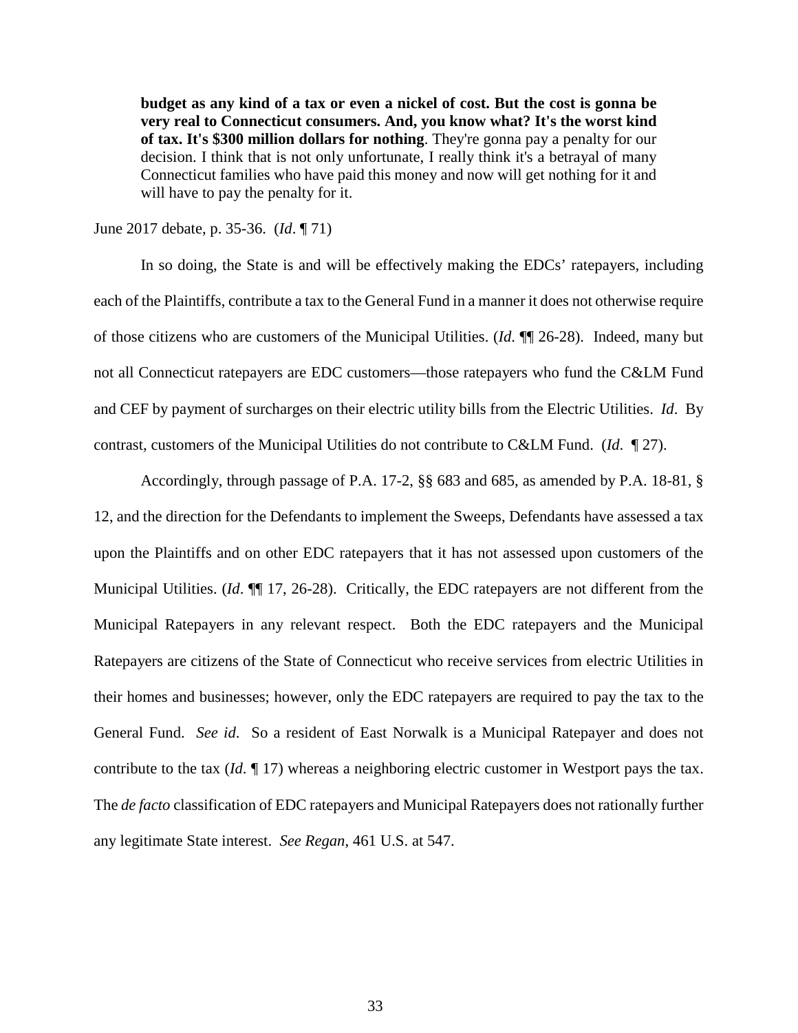> **budget as any kind of a tax or even a nickel of cost. But the cost is gonna be very real to Connecticut consumers. And, you know what? It's the worst kind of tax. It's $300 million dollars for nothing**. They're gonna pay a penalty for our decision. I think that is not only unfortunate, I really think it's a betrayal of many Connecticut families who have paid this money and now will get nothing for it and will have to pay the penalty for it.

June 2017 debate, p. 35-36. (*Id*. ¶ 71)

In so doing, the State is and will be effectively making the EDCs' ratepayers, including each of the Plaintiffs, contribute a tax to the General Fund in a manner it does not otherwise require of those citizens who are customers of the Municipal Utilities. (*Id*. ¶¶ 26-28). Indeed, many but not all Connecticut ratepayers are EDC customers—those ratepayers who fund the C&LM Fund and CEF by payment of surcharges on their electric utility bills from the Electric Utilities. *Id*. By contrast, customers of the Municipal Utilities do not contribute to C&LM Fund. (*Id*. ¶ 27).

Accordingly, through passage of P.A. 17-2, §§ 683 and 685, as amended by P.A. 18-81, § 12, and the direction for the Defendants to implement the Sweeps, Defendants have assessed a tax upon the Plaintiffs and on other EDC ratepayers that it has not assessed upon customers of the Municipal Utilities. (*Id*. ¶¶ 17, 26-28). Critically, the EDC ratepayers are not different from the Municipal Ratepayers in any relevant respect. Both the EDC ratepayers and the Municipal Ratepayers are citizens of the State of Connecticut who receive services from electric Utilities in their homes and businesses; however, only the EDC ratepayers are required to pay the tax to the General Fund. *See id*. So a resident of East Norwalk is a Municipal Ratepayer and does not contribute to the tax (*Id*. ¶ 17) whereas a neighboring electric customer in Westport pays the tax. The *de facto* classification of EDC ratepayers and Municipal Ratepayers does not rationally further any legitimate State interest. *See Regan*, 461 U.S. at 547.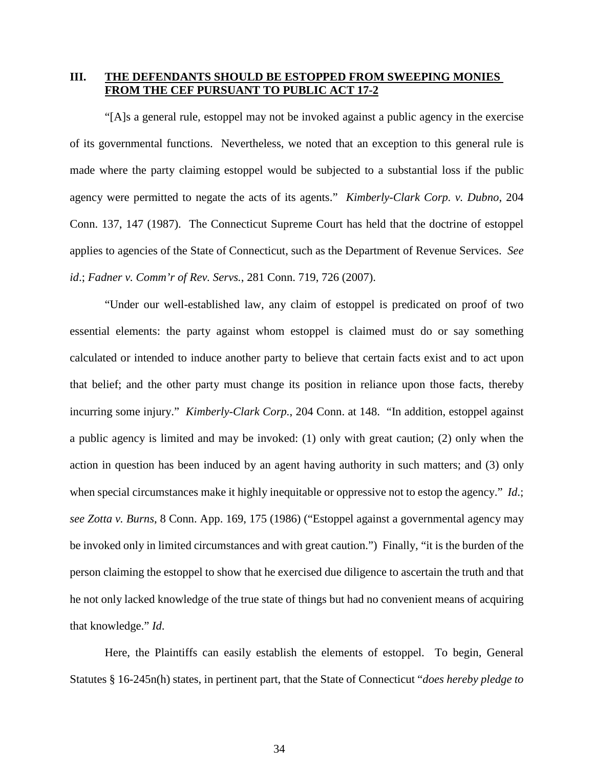## III. **THE DEFENDANTS SHOULD BE ESTOPPED FROM SWEEPING MONIES FROM THE CEF PURSUANT TO PUBLIC ACT 17-2**

"[A]s a general rule, estoppel may not be invoked against a public agency in the exercise of its governmental functions. Nevertheless, we noted that an exception to this general rule is made where the party claiming estoppel would be subjected to a substantial loss if the public agency were permitted to negate the acts of its agents." *Kimberly-Clark Corp. v. Dubno*, 204 Conn. 137, 147 (1987). The Connecticut Supreme Court has held that the doctrine of estoppel applies to agencies of the State of Connecticut, such as the Department of Revenue Services. *See id*.; *Fadner v. Comm'r of Rev. Servs.*, 281 Conn. 719, 726 (2007).

"Under our well-established law, any claim of estoppel is predicated on proof of two essential elements: the party against whom estoppel is claimed must do or say something calculated or intended to induce another party to believe that certain facts exist and to act upon that belief; and the other party must change its position in reliance upon those facts, thereby incurring some injury." *Kimberly-Clark Corp.*, 204 Conn. at 148. "In addition, estoppel against a public agency is limited and may be invoked: (1) only with great caution; (2) only when the action in question has been induced by an agent having authority in such matters; and (3) only when special circumstances make it highly inequitable or oppressive not to estop the agency." *Id.*; *see Zotta v. Burns*, 8 Conn. App. 169, 175 (1986) ("Estoppel against a governmental agency may be invoked only in limited circumstances and with great caution.") Finally, "it is the burden of the person claiming the estoppel to show that he exercised due diligence to ascertain the truth and that he not only lacked knowledge of the true state of things but had no convenient means of acquiring that knowledge." *Id*.

Here, the Plaintiffs can easily establish the elements of estoppel. To begin, General Statutes § 16-245n(h) states, in pertinent part, that the State of Connecticut "*does hereby pledge to*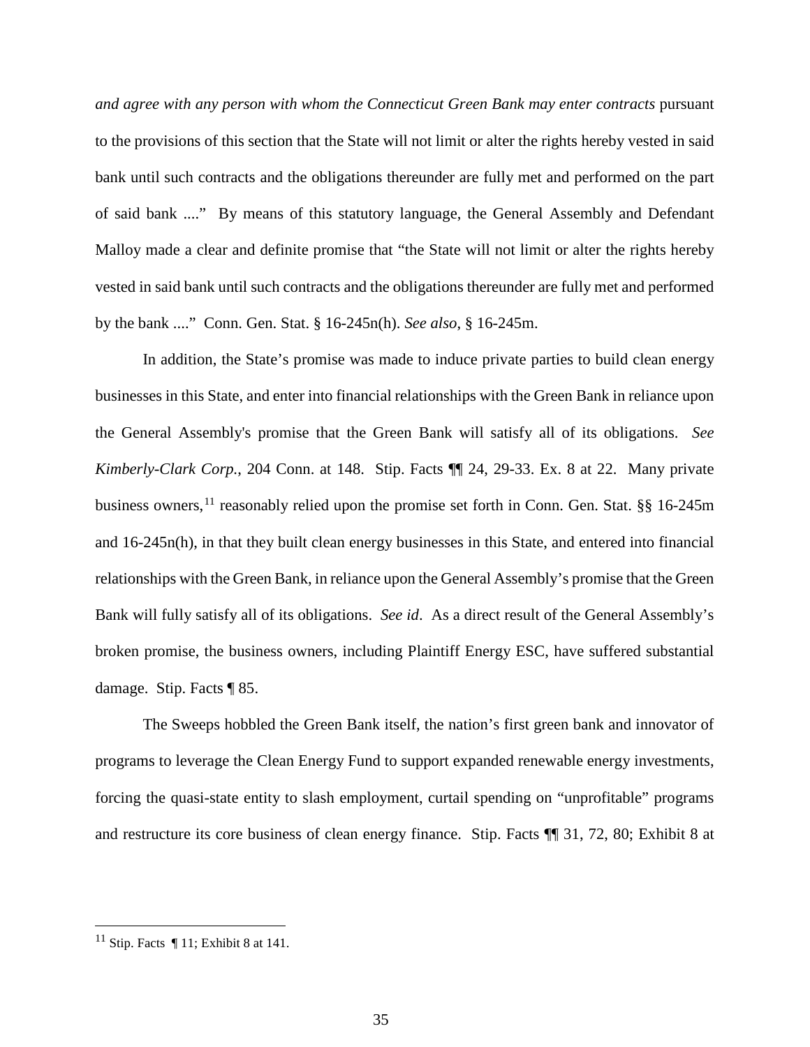*and agree with any person with whom the Connecticut Green Bank may enter contracts* pursuant to the provisions of this section that the State will not limit or alter the rights hereby vested in said bank until such contracts and the obligations thereunder are fully met and performed on the part of said bank ...." By means of this statutory language, the General Assembly and Defendant Malloy made a clear and definite promise that "the State will not limit or alter the rights hereby vested in said bank until such contracts and the obligations thereunder are fully met and performed by the bank ...." Conn. Gen. Stat. § 16-245n(h). *See also*, § 16-245m.

In addition, the State's promise was made to induce private parties to build clean energy businesses in this State, and enter into financial relationships with the Green Bank in reliance upon the General Assembly's promise that the Green Bank will satisfy all of its obligations. *See Kimberly-Clark Corp.*, 204 Conn. at 148. Stip. Facts ¶¶ 24, 29-33. Ex. 8 at 22. Many private business owners,[11] reasonably relied upon the promise set forth in Conn. Gen. Stat. §§ 16-245m and 16-245n(h), in that they built clean energy businesses in this State, and entered into financial relationships with the Green Bank, in reliance upon the General Assembly's promise that the Green Bank will fully satisfy all of its obligations. *See id*. As a direct result of the General Assembly's broken promise, the business owners, including Plaintiff Energy ESC, have suffered substantial damage. Stip. Facts ¶ 85.

The Sweeps hobbled the Green Bank itself, the nation's first green bank and innovator of programs to leverage the Clean Energy Fund to support expanded renewable energy investments, forcing the quasi-state entity to slash employment, curtail spending on "unprofitable" programs and restructure its core business of clean energy finance. Stip. Facts ¶¶ 31, 72, 80; Exhibit 8 at

[11] Stip. Facts ¶ 11; Exhibit 8 at 141.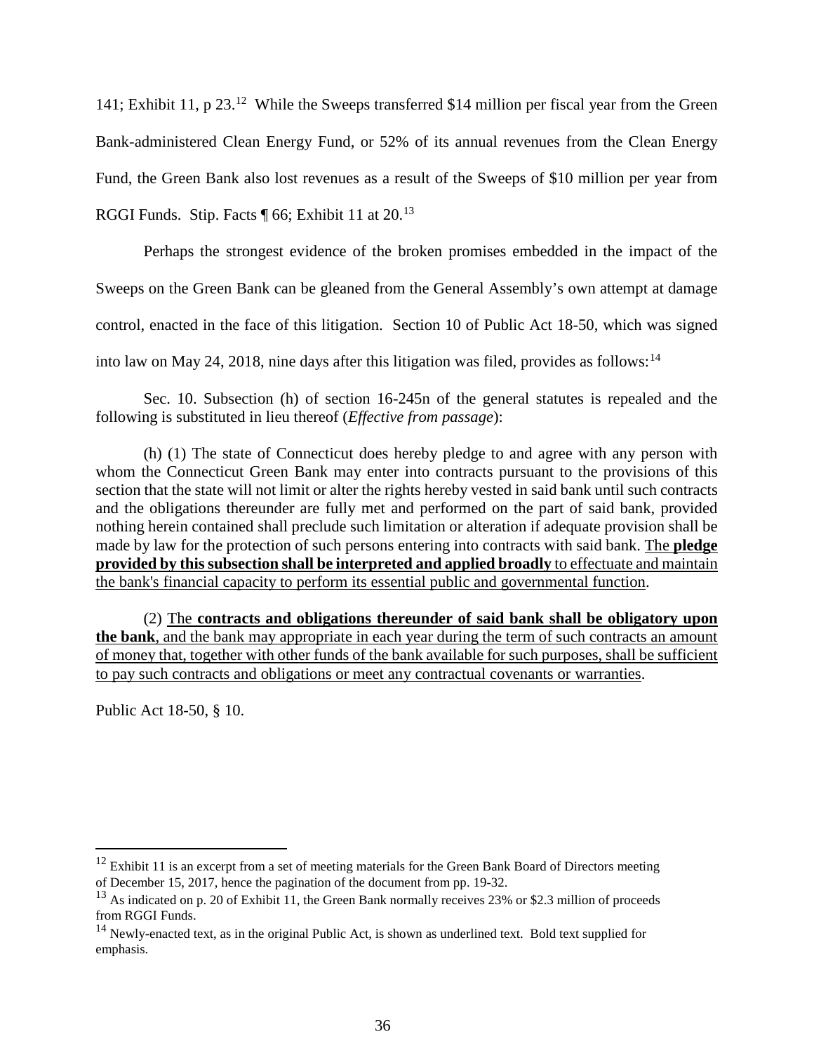141; Exhibit 11, p 23.[12] While the Sweeps transferred $14 million per fiscal year from the Green Bank-administered Clean Energy Fund, or 52% of its annual revenues from the Clean Energy Fund, the Green Bank also lost revenues as a result of the Sweeps of $10 million per year from RGGI Funds. Stip. Facts ¶ 66; Exhibit 11 at 20.[13]

Perhaps the strongest evidence of the broken promises embedded in the impact of the Sweeps on the Green Bank can be gleaned from the General Assembly's own attempt at damage control, enacted in the face of this litigation. Section 10 of Public Act 18-50, which was signed into law on May 24, 2018, nine days after this litigation was filed, provides as follows:[14]

> Sec. 10. Subsection (h) of section 16-245n of the general statutes is repealed and the following is substituted in lieu thereof (*Effective from passage*):
>
> (h) (1) The state of Connecticut does hereby pledge to and agree with any person with whom the Connecticut Green Bank may enter into contracts pursuant to the provisions of this section that the state will not limit or alter the rights hereby vested in said bank until such contracts and the obligations thereunder are fully met and performed on the part of said bank, provided nothing herein contained shall preclude such limitation or alteration if adequate provision shall be made by law for the protection of such persons entering into contracts with said bank. <u>The **pledge provided by this subsection shall be interpreted and applied broadly** to effectuate and maintain the bank's financial capacity to perform its essential public and governmental function</u>.
>
> (2) <u>The **contracts and obligations thereunder of said bank shall be obligatory upon the bank**, and the bank may appropriate in each year during the term of such contracts an amount of money that, together with other funds of the bank available for such purposes, shall be sufficient to pay such contracts and obligations or meet any contractual covenants or warranties</u>.

Public Act 18-50, § 10.

---

[12] Exhibit 11 is an excerpt from a set of meeting materials for the Green Bank Board of Directors meeting of December 15, 2017, hence the pagination of the document from pp. 19-32.

[13] As indicated on p. 20 of Exhibit 11, the Green Bank normally receives 23% or $2.3 million of proceeds from RGGI Funds.

[14] Newly-enacted text, as in the original Public Act, is shown as underlined text. Bold text supplied for emphasis.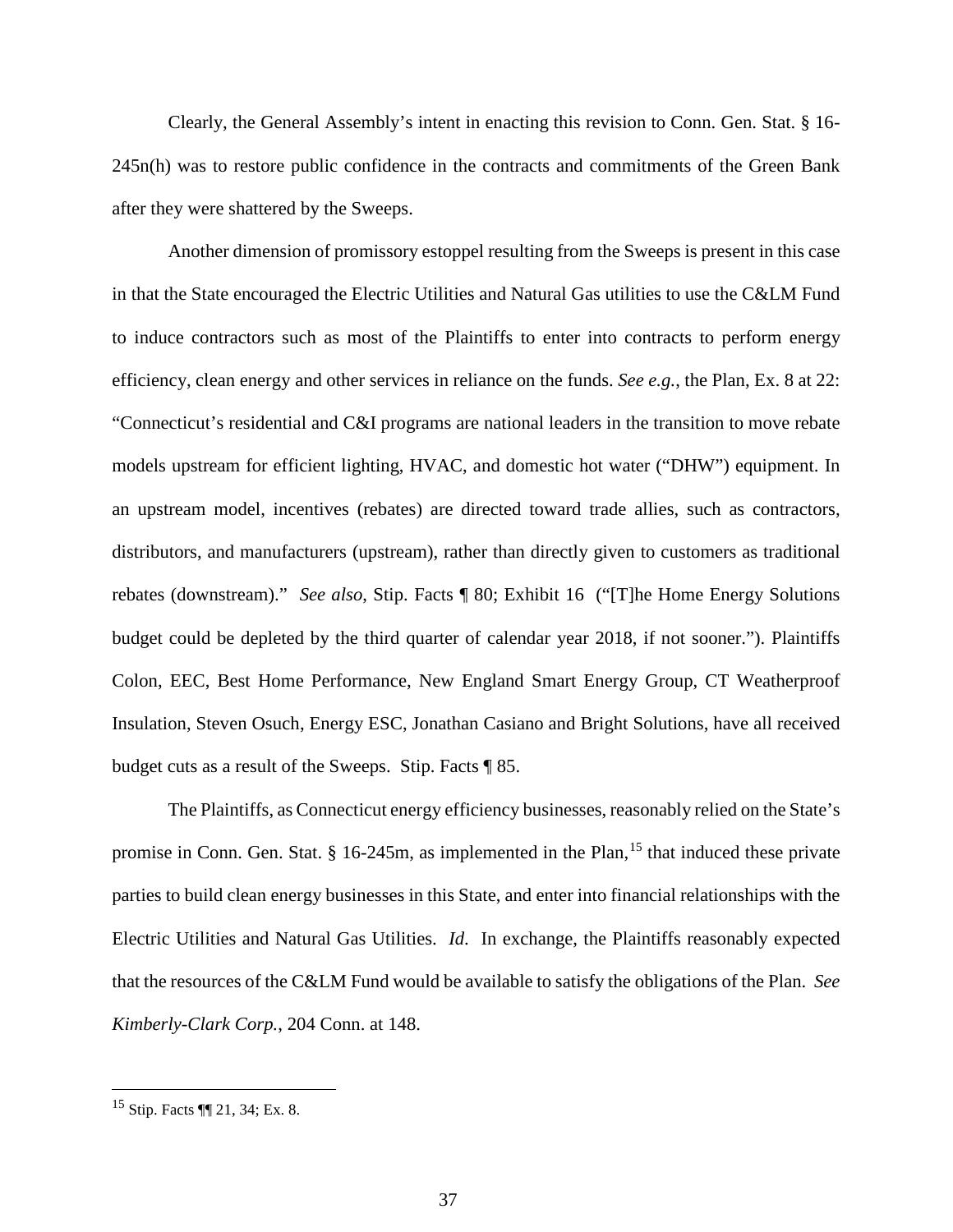Clearly, the General Assembly's intent in enacting this revision to Conn. Gen. Stat. § 16-245n(h) was to restore public confidence in the contracts and commitments of the Green Bank after they were shattered by the Sweeps.

Another dimension of promissory estoppel resulting from the Sweeps is present in this case in that the State encouraged the Electric Utilities and Natural Gas utilities to use the C&LM Fund to induce contractors such as most of the Plaintiffs to enter into contracts to perform energy efficiency, clean energy and other services in reliance on the funds. *See e.g.*, the Plan, Ex. 8 at 22: "Connecticut's residential and C&I programs are national leaders in the transition to move rebate models upstream for efficient lighting, HVAC, and domestic hot water ("DHW") equipment. In an upstream model, incentives (rebates) are directed toward trade allies, such as contractors, distributors, and manufacturers (upstream), rather than directly given to customers as traditional rebates (downstream)." *See also*, Stip. Facts ¶ 80; Exhibit 16 ("[T]he Home Energy Solutions budget could be depleted by the third quarter of calendar year 2018, if not sooner."). Plaintiffs Colon, EEC, Best Home Performance, New England Smart Energy Group, CT Weatherproof Insulation, Steven Osuch, Energy ESC, Jonathan Casiano and Bright Solutions, have all received budget cuts as a result of the Sweeps. Stip. Facts ¶ 85.

The Plaintiffs, as Connecticut energy efficiency businesses, reasonably relied on the State's promise in Conn. Gen. Stat. § 16-245m, as implemented in the Plan,[15] that induced these private parties to build clean energy businesses in this State, and enter into financial relationships with the Electric Utilities and Natural Gas Utilities. *Id*. In exchange, the Plaintiffs reasonably expected that the resources of the C&LM Fund would be available to satisfy the obligations of the Plan. *See Kimberly-Clark Corp.*, 204 Conn. at 148.

---

[15] Stip. Facts ¶¶ 21, 34; Ex. 8.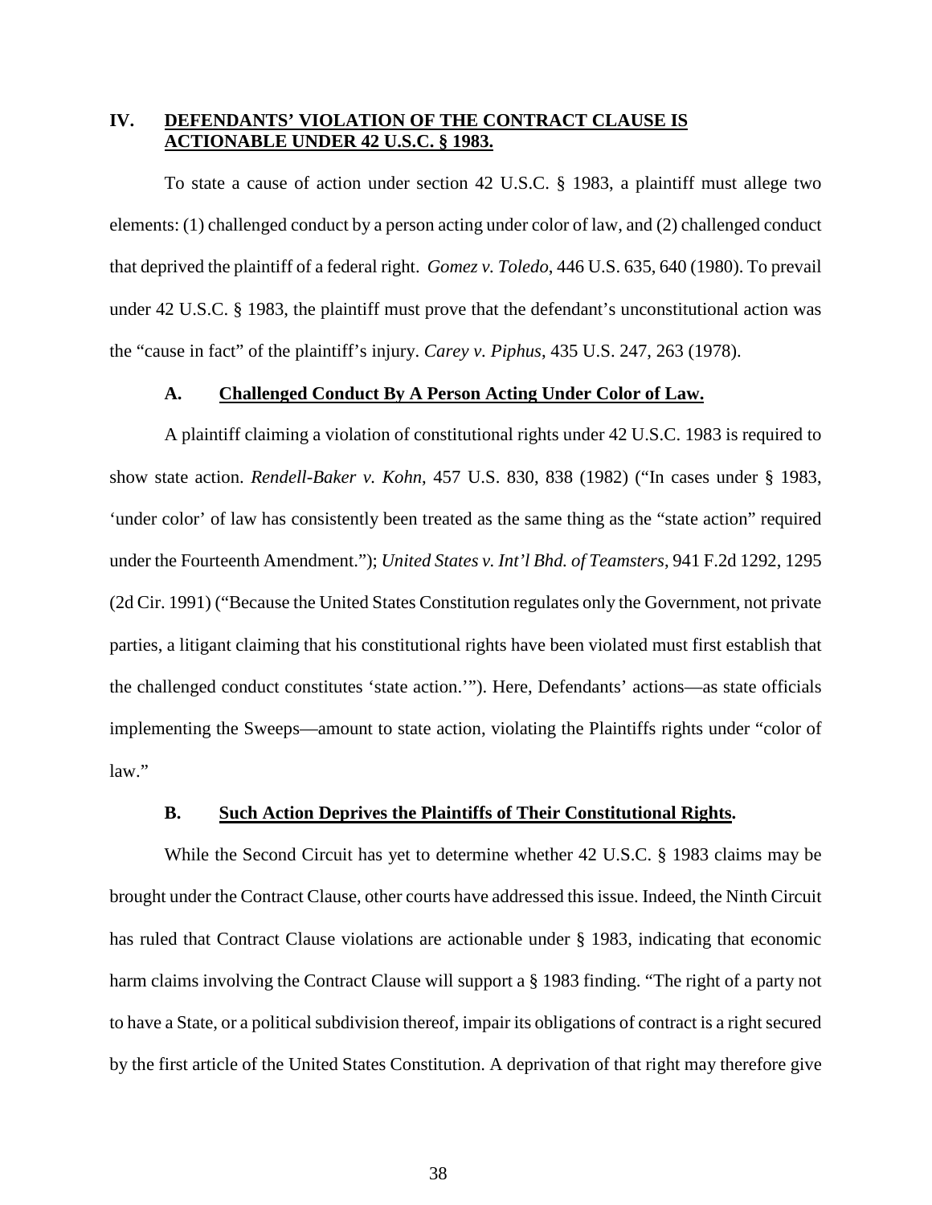## IV. <u>DEFENDANTS' VIOLATION OF THE CONTRACT CLAUSE IS ACTIONABLE UNDER 42 U.S.C. § 1983.</u>

To state a cause of action under section 42 U.S.C. § 1983, a plaintiff must allege two elements: (1) challenged conduct by a person acting under color of law, and (2) challenged conduct that deprived the plaintiff of a federal right. *Gomez v. Toledo*, 446 U.S. 635, 640 (1980). To prevail under 42 U.S.C. § 1983, the plaintiff must prove that the defendant's unconstitutional action was the "cause in fact" of the plaintiff's injury. *Carey v. Piphus*, 435 U.S. 247, 263 (1978).

### A. <u>Challenged Conduct By A Person Acting Under Color of Law.</u>

A plaintiff claiming a violation of constitutional rights under 42 U.S.C. 1983 is required to show state action. *Rendell-Baker v. Kohn*, 457 U.S. 830, 838 (1982) ("In cases under § 1983, 'under color' of law has consistently been treated as the same thing as the "state action" required under the Fourteenth Amendment."); *United States v. Int'l Bhd. of Teamsters*, 941 F.2d 1292, 1295 (2d Cir. 1991) ("Because the United States Constitution regulates only the Government, not private parties, a litigant claiming that his constitutional rights have been violated must first establish that the challenged conduct constitutes 'state action.'"). Here, Defendants' actions—as state officials implementing the Sweeps—amount to state action, violating the Plaintiffs rights under "color of law."

### B. <u>Such Action Deprives the Plaintiffs of Their Constitutional Rights</u>.

While the Second Circuit has yet to determine whether 42 U.S.C. § 1983 claims may be brought under the Contract Clause, other courts have addressed this issue. Indeed, the Ninth Circuit has ruled that Contract Clause violations are actionable under § 1983, indicating that economic harm claims involving the Contract Clause will support a § 1983 finding. "The right of a party not to have a State, or a political subdivision thereof, impair its obligations of contract is a right secured by the first article of the United States Constitution. A deprivation of that right may therefore give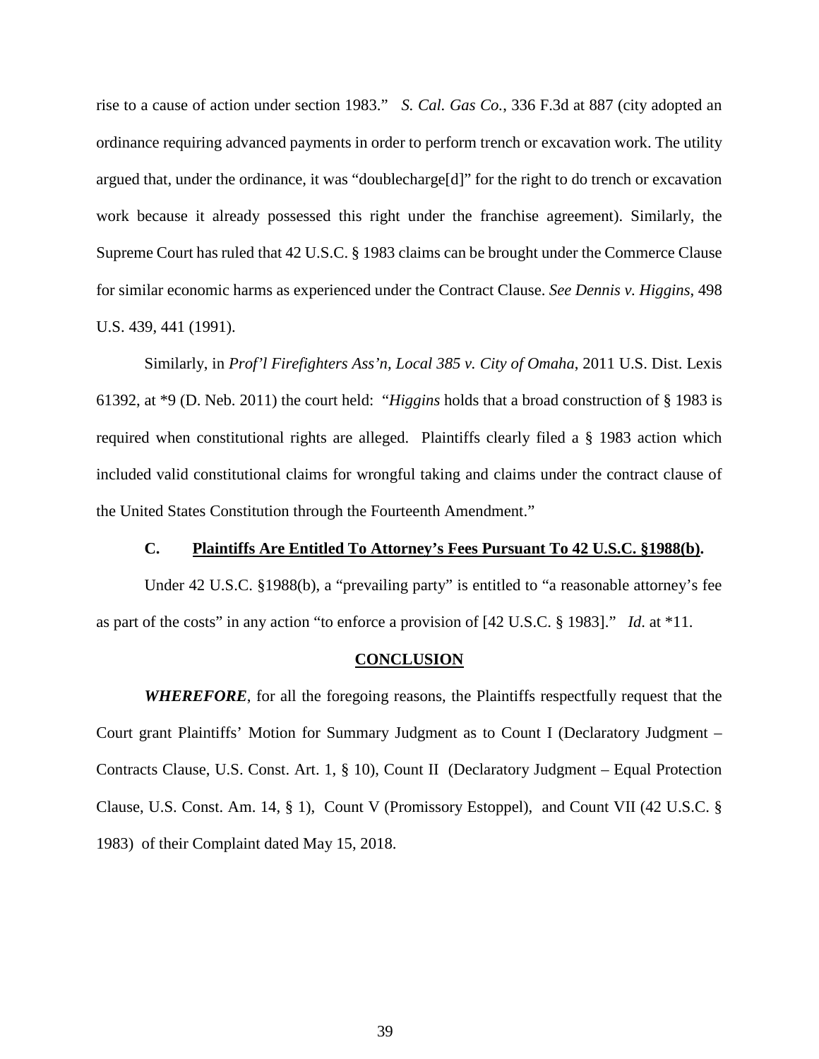rise to a cause of action under section 1983." *S. Cal. Gas Co.*, 336 F.3d at 887 (city adopted an ordinance requiring advanced payments in order to perform trench or excavation work. The utility argued that, under the ordinance, it was "doublecharge[d]" for the right to do trench or excavation work because it already possessed this right under the franchise agreement). Similarly, the Supreme Court has ruled that 42 U.S.C. § 1983 claims can be brought under the Commerce Clause for similar economic harms as experienced under the Contract Clause. *See Dennis v. Higgins*, 498 U.S. 439, 441 (1991).

Similarly, in *Prof'l Firefighters Ass'n, Local 385 v. City of Omaha*, 2011 U.S. Dist. Lexis 61392, at *9 (D. Neb. 2011) the court held: "*Higgins* holds that a broad construction of § 1983 is required when constitutional rights are alleged. Plaintiffs clearly filed a § 1983 action which included valid constitutional claims for wrongful taking and claims under the contract clause of the United States Constitution through the Fourteenth Amendment."

### C. Plaintiffs Are Entitled To Attorney's Fees Pursuant To 42 U.S.C. §1988(b).

Under 42 U.S.C. §1988(b), a "prevailing party" is entitled to "a reasonable attorney's fee as part of the costs" in any action "to enforce a provision of [42 U.S.C. § 1983]." *Id.* at *11.

## CONCLUSION

***WHEREFORE***, for all the foregoing reasons, the Plaintiffs respectfully request that the Court grant Plaintiffs' Motion for Summary Judgment as to Count I (Declaratory Judgment – Contracts Clause, U.S. Const. Art. 1, § 10), Count II (Declaratory Judgment – Equal Protection Clause, U.S. Const. Am. 14, § 1), Count V (Promissory Estoppel), and Count VII (42 U.S.C. § 1983) of their Complaint dated May 15, 2018.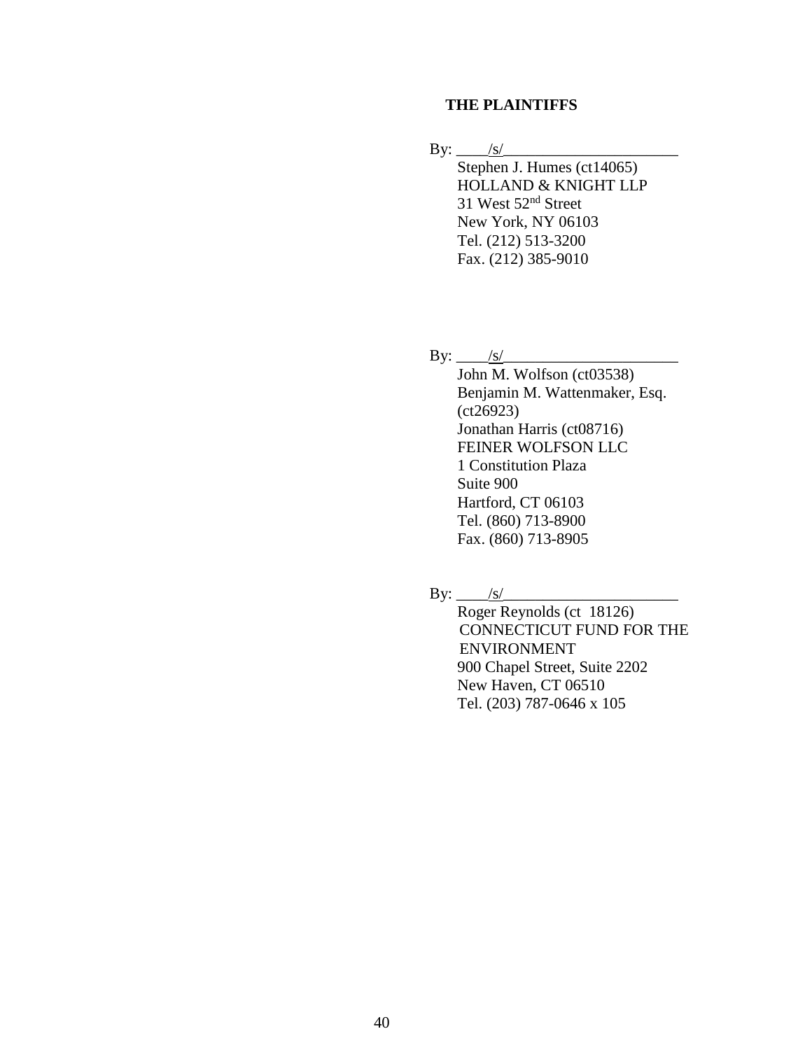**THE PLAINTIFFS**

By: ____/s/______________________
Stephen J. Humes (ct14065)
HOLLAND & KNIGHT LLP
31 West 52nd Street
New York, NY 06103
Tel. (212) 513-3200
Fax. (212) 385-9010

By: ____/s/______________________
John M. Wolfson (ct03538)
Benjamin M. Wattenmaker, Esq. (ct26923)
Jonathan Harris (ct08716)
FEINER WOLFSON LLC
1 Constitution Plaza
Suite 900
Hartford, CT 06103
Tel. (860) 713-8900
Fax. (860) 713-8905

By: ____/s/______________________
Roger Reynolds (ct 18126)
CONNECTICUT FUND FOR THE ENVIRONMENT
900 Chapel Street, Suite 2202
New Haven, CT 06510
Tel. (203) 787-0646 x 105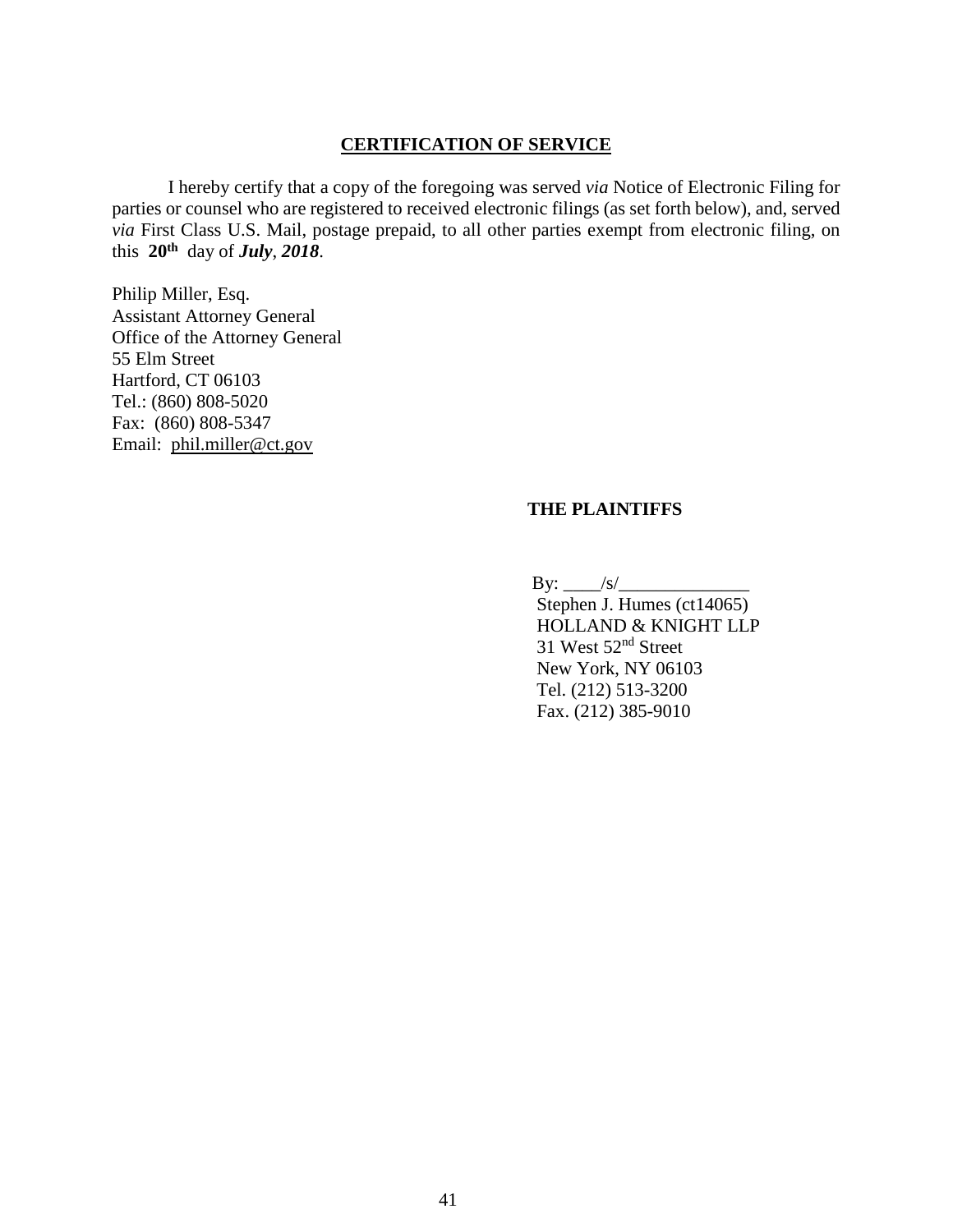**CERTIFICATION OF SERVICE**

I hereby certify that a copy of the foregoing was served *via* Notice of Electronic Filing for parties or counsel who are registered to received electronic filings (as set forth below), and, served *via* First Class U.S. Mail, postage prepaid, to all other parties exempt from electronic filing, on this **20th** day of ***July***, ***2018***.

Philip Miller, Esq.
Assistant Attorney General
Office of the Attorney General
55 Elm Street
Hartford, CT 06103
Tel.: (860) 808-5020
Fax: (860) 808-5347
Email: phil.miller@ct.gov

**THE PLAINTIFFS**

By: ____/s/______________
Stephen J. Humes (ct14065)
HOLLAND & KNIGHT LLP
31 West 52nd Street
New York, NY 06103
Tel. (212) 513-3200
Fax. (212) 385-9010